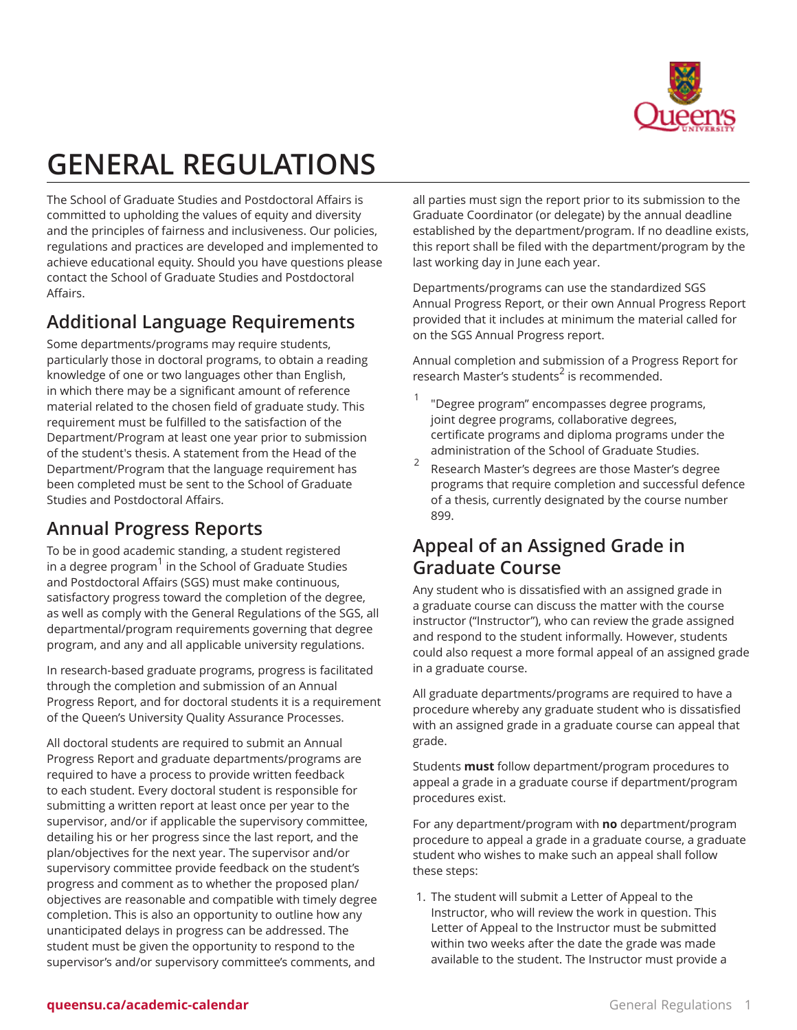# GENERAL REGULATIONS

The School of Graduate Studies and Postdoctoral Affairs is committed to upholding the values of equity and diversity and the principles of fairness and inclusiveness. Our policies, regulations and practices are developed and implemented to achieve educational equity. Should you have questions please contact the School of Graduate Studies and Postdoctoral Affairs.

## Additional Language Requirements

Some departments/programs may require students, particularly those in doctoral programs, to obtain a reading knowledge of one or two languages other than English, in which there may be a significant amount of reference material related to the chosen field of graduate study. This requirement must be fulfilled to the satisfaction of the Department/Program at least one year prior to submission of the student's thesis. A statement from the Head of the Department/Program that the language requirement has been completed must be sent to the School of Graduate Studies and Postdoctoral Affairs.

## Annual Progress Reports

To be in good academic standing, a student registered in a degree program[1] in the School of Graduate Studies and Postdoctoral Affairs (SGS) must make continuous, satisfactory progress toward the completion of the degree, as well as comply with the General Regulations of the SGS, all departmental/program requirements governing that degree program, and any and all applicable university regulations.

In research-based graduate programs, progress is facilitated through the completion and submission of an Annual Progress Report, and for doctoral students it is a requirement of the Queen's University Quality Assurance Processes.

All doctoral students are required to submit an Annual Progress Report and graduate departments/programs are required to have a process to provide written feedback to each student. Every doctoral student is responsible for submitting a written report at least once per year to the supervisor, and/or if applicable the supervisory committee, detailing his or her progress since the last report, and the plan/objectives for the next year. The supervisor and/or supervisory committee provide feedback on the student's progress and comment as to whether the proposed plan/objectives are reasonable and compatible with timely degree completion. This is also an opportunity to outline how any unanticipated delays in progress can be addressed. The student must be given the opportunity to respond to the supervisor's and/or supervisory committee's comments, and all parties must sign the report prior to its submission to the Graduate Coordinator (or delegate) by the annual deadline established by the department/program. If no deadline exists, this report shall be filed with the department/program by the last working day in June each year.

Departments/programs can use the standardized SGS Annual Progress Report, or their own Annual Progress Report provided that it includes at minimum the material called for on the SGS Annual Progress report.

Annual completion and submission of a Progress Report for research Master's students[2] is recommended.

1. "Degree program" encompasses degree programs, joint degree programs, collaborative degrees, certificate programs and diploma programs under the administration of the School of Graduate Studies.
2. Research Master's degrees are those Master's degree programs that require completion and successful defence of a thesis, currently designated by the course number 899.

## Appeal of an Assigned Grade in Graduate Course

Any student who is dissatisfied with an assigned grade in a graduate course can discuss the matter with the course instructor ("Instructor"), who can review the grade assigned and respond to the student informally. However, students could also request a more formal appeal of an assigned grade in a graduate course.

All graduate departments/programs are required to have a procedure whereby any graduate student who is dissatisfied with an assigned grade in a graduate course can appeal that grade.

Students **must** follow department/program procedures to appeal a grade in a graduate course if department/program procedures exist.

For any department/program with **no** department/program procedure to appeal a grade in a graduate course, a graduate student who wishes to make such an appeal shall follow these steps:

1. The student will submit a Letter of Appeal to the Instructor, who will review the work in question. This Letter of Appeal to the Instructor must be submitted within two weeks after the date the grade was made available to the student. The Instructor must provide a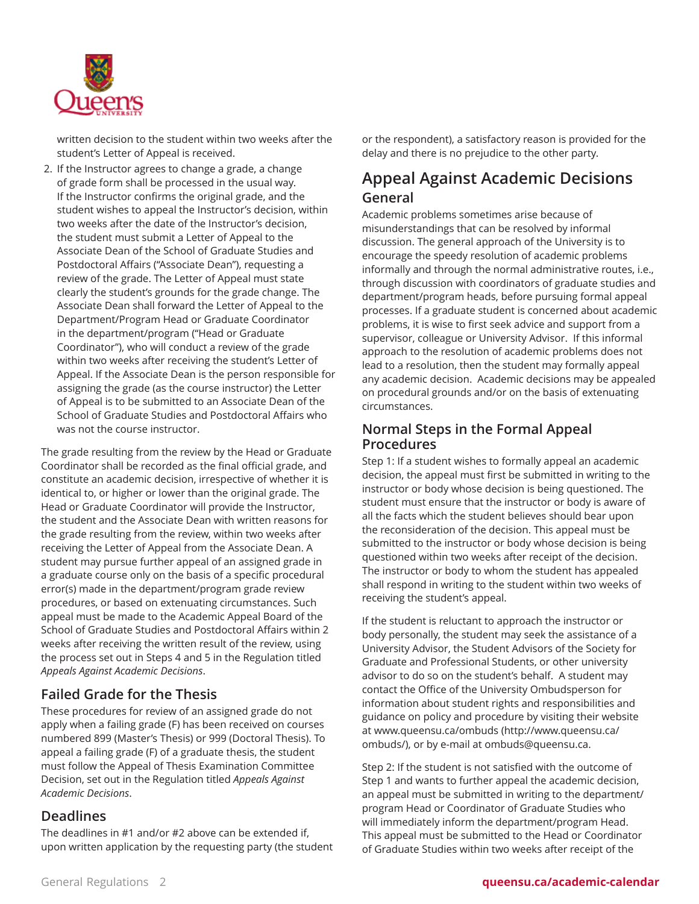written decision to the student within two weeks after the student's Letter of Appeal is received.

2. If the Instructor agrees to change a grade, a change of grade form shall be processed in the usual way. If the Instructor confirms the original grade, and the student wishes to appeal the Instructor's decision, within two weeks after the date of the Instructor's decision, the student must submit a Letter of Appeal to the Associate Dean of the School of Graduate Studies and Postdoctoral Affairs ("Associate Dean"), requesting a review of the grade. The Letter of Appeal must state clearly the student's grounds for the grade change. The Associate Dean shall forward the Letter of Appeal to the Department/Program Head or Graduate Coordinator in the department/program ("Head or Graduate Coordinator"), who will conduct a review of the grade within two weeks after receiving the student's Letter of Appeal. If the Associate Dean is the person responsible for assigning the grade (as the course instructor) the Letter of Appeal is to be submitted to an Associate Dean of the School of Graduate Studies and Postdoctoral Affairs who was not the course instructor.

The grade resulting from the review by the Head or Graduate Coordinator shall be recorded as the final official grade, and constitute an academic decision, irrespective of whether it is identical to, or higher or lower than the original grade. The Head or Graduate Coordinator will provide the Instructor, the student and the Associate Dean with written reasons for the grade resulting from the review, within two weeks after receiving the Letter of Appeal from the Associate Dean. A student may pursue further appeal of an assigned grade in a graduate course only on the basis of a specific procedural error(s) made in the department/program grade review procedures, or based on extenuating circumstances. Such appeal must be made to the Academic Appeal Board of the School of Graduate Studies and Postdoctoral Affairs within 2 weeks after receiving the written result of the review, using the process set out in Steps 4 and 5 in the Regulation titled *Appeals Against Academic Decisions*.

### Failed Grade for the Thesis

These procedures for review of an assigned grade do not apply when a failing grade (F) has been received on courses numbered 899 (Master's Thesis) or 999 (Doctoral Thesis). To appeal a failing grade (F) of a graduate thesis, the student must follow the Appeal of Thesis Examination Committee Decision, set out in the Regulation titled *Appeals Against Academic Decisions*.

### Deadlines

The deadlines in #1 and/or #2 above can be extended if, upon written application by the requesting party (the student or the respondent), a satisfactory reason is provided for the delay and there is no prejudice to the other party.

## Appeal Against Academic Decisions

### General

Academic problems sometimes arise because of misunderstandings that can be resolved by informal discussion. The general approach of the University is to encourage the speedy resolution of academic problems informally and through the normal administrative routes, i.e., through discussion with coordinators of graduate studies and department/program heads, before pursuing formal appeal processes. If a graduate student is concerned about academic problems, it is wise to first seek advice and support from a supervisor, colleague or University Advisor. If this informal approach to the resolution of academic problems does not lead to a resolution, then the student may formally appeal any academic decision. Academic decisions may be appealed on procedural grounds and/or on the basis of extenuating circumstances.

### Normal Steps in the Formal Appeal Procedures

Step 1: If a student wishes to formally appeal an academic decision, the appeal must first be submitted in writing to the instructor or body whose decision is being questioned. The student must ensure that the instructor or body is aware of all the facts which the student believes should bear upon the reconsideration of the decision. This appeal must be submitted to the instructor or body whose decision is being questioned within two weeks after receipt of the decision. The instructor or body to whom the student has appealed shall respond in writing to the student within two weeks of receiving the student's appeal.

If the student is reluctant to approach the instructor or body personally, the student may seek the assistance of a University Advisor, the Student Advisors of the Society for Graduate and Professional Students, or other university advisor to do so on the student's behalf. A student may contact the Office of the University Ombudsperson for information about student rights and responsibilities and guidance on policy and procedure by visiting their website at www.queensu.ca/ombuds (http://www.queensu.ca/ombuds/), or by e-mail at ombuds@queensu.ca.

Step 2: If the student is not satisfied with the outcome of Step 1 and wants to further appeal the academic decision, an appeal must be submitted in writing to the department/program Head or Coordinator of Graduate Studies who will immediately inform the department/program Head. This appeal must be submitted to the Head or Coordinator of Graduate Studies within two weeks after receipt of the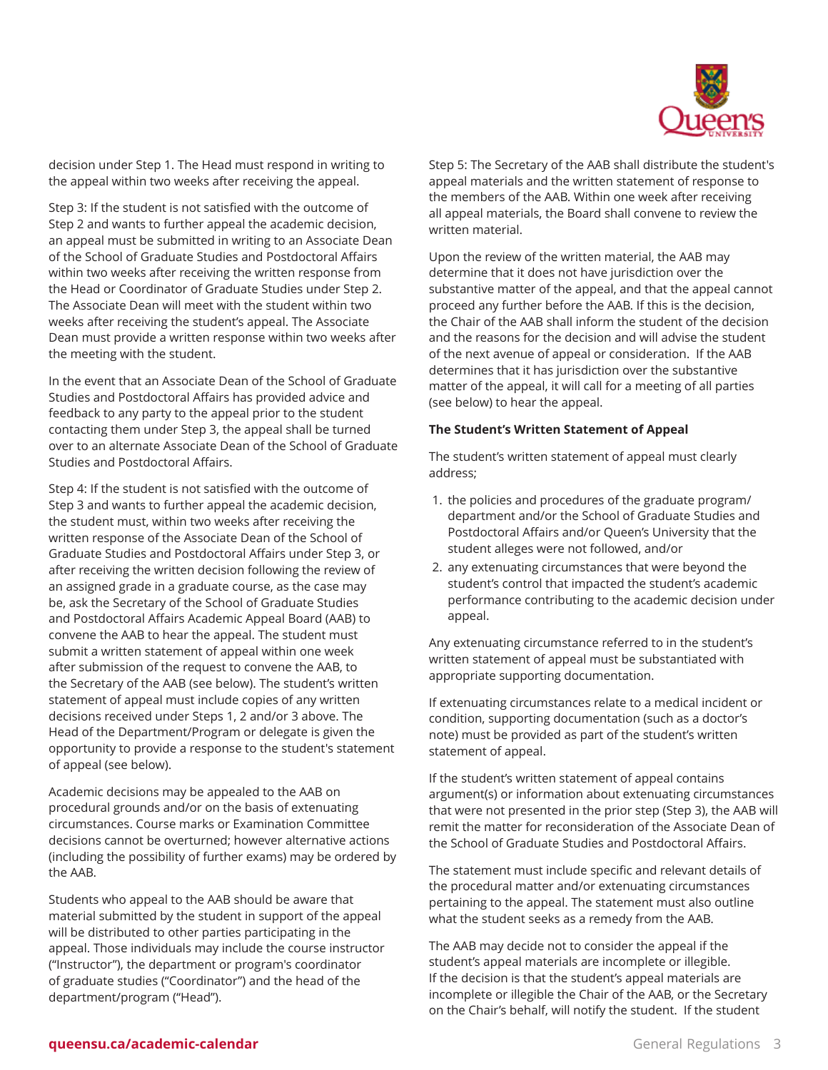decision under Step 1. The Head must respond in writing to the appeal within two weeks after receiving the appeal.

Step 3: If the student is not satisfied with the outcome of Step 2 and wants to further appeal the academic decision, an appeal must be submitted in writing to an Associate Dean of the School of Graduate Studies and Postdoctoral Affairs within two weeks after receiving the written response from the Head or Coordinator of Graduate Studies under Step 2. The Associate Dean will meet with the student within two weeks after receiving the student's appeal. The Associate Dean must provide a written response within two weeks after the meeting with the student.

In the event that an Associate Dean of the School of Graduate Studies and Postdoctoral Affairs has provided advice and feedback to any party to the appeal prior to the student contacting them under Step 3, the appeal shall be turned over to an alternate Associate Dean of the School of Graduate Studies and Postdoctoral Affairs.

Step 4: If the student is not satisfied with the outcome of Step 3 and wants to further appeal the academic decision, the student must, within two weeks after receiving the written response of the Associate Dean of the School of Graduate Studies and Postdoctoral Affairs under Step 3, or after receiving the written decision following the review of an assigned grade in a graduate course, as the case may be, ask the Secretary of the School of Graduate Studies and Postdoctoral Affairs Academic Appeal Board (AAB) to convene the AAB to hear the appeal. The student must submit a written statement of appeal within one week after submission of the request to convene the AAB, to the Secretary of the AAB (see below). The student's written statement of appeal must include copies of any written decisions received under Steps 1, 2 and/or 3 above. The Head of the Department/Program or delegate is given the opportunity to provide a response to the student's statement of appeal (see below).

Academic decisions may be appealed to the AAB on procedural grounds and/or on the basis of extenuating circumstances. Course marks or Examination Committee decisions cannot be overturned; however alternative actions (including the possibility of further exams) may be ordered by the AAB.

Students who appeal to the AAB should be aware that material submitted by the student in support of the appeal will be distributed to other parties participating in the appeal. Those individuals may include the course instructor ("Instructor"), the department or program's coordinator of graduate studies ("Coordinator") and the head of the department/program ("Head").

Step 5: The Secretary of the AAB shall distribute the student's appeal materials and the written statement of response to the members of the AAB. Within one week after receiving all appeal materials, the Board shall convene to review the written material.

Upon the review of the written material, the AAB may determine that it does not have jurisdiction over the substantive matter of the appeal, and that the appeal cannot proceed any further before the AAB. If this is the decision, the Chair of the AAB shall inform the student of the decision and the reasons for the decision and will advise the student of the next avenue of appeal or consideration. If the AAB determines that it has jurisdiction over the substantive matter of the appeal, it will call for a meeting of all parties (see below) to hear the appeal.

**The Student's Written Statement of Appeal**

The student's written statement of appeal must clearly address;

1. the policies and procedures of the graduate program/department and/or the School of Graduate Studies and Postdoctoral Affairs and/or Queen's University that the student alleges were not followed, and/or
2. any extenuating circumstances that were beyond the student's control that impacted the student's academic performance contributing to the academic decision under appeal.

Any extenuating circumstance referred to in the student's written statement of appeal must be substantiated with appropriate supporting documentation.

If extenuating circumstances relate to a medical incident or condition, supporting documentation (such as a doctor's note) must be provided as part of the student's written statement of appeal.

If the student's written statement of appeal contains argument(s) or information about extenuating circumstances that were not presented in the prior step (Step 3), the AAB will remit the matter for reconsideration of the Associate Dean of the School of Graduate Studies and Postdoctoral Affairs.

The statement must include specific and relevant details of the procedural matter and/or extenuating circumstances pertaining to the appeal. The statement must also outline what the student seeks as a remedy from the AAB.

The AAB may decide not to consider the appeal if the student's appeal materials are incomplete or illegible. If the decision is that the student's appeal materials are incomplete or illegible the Chair of the AAB, or the Secretary on the Chair's behalf, will notify the student. If the student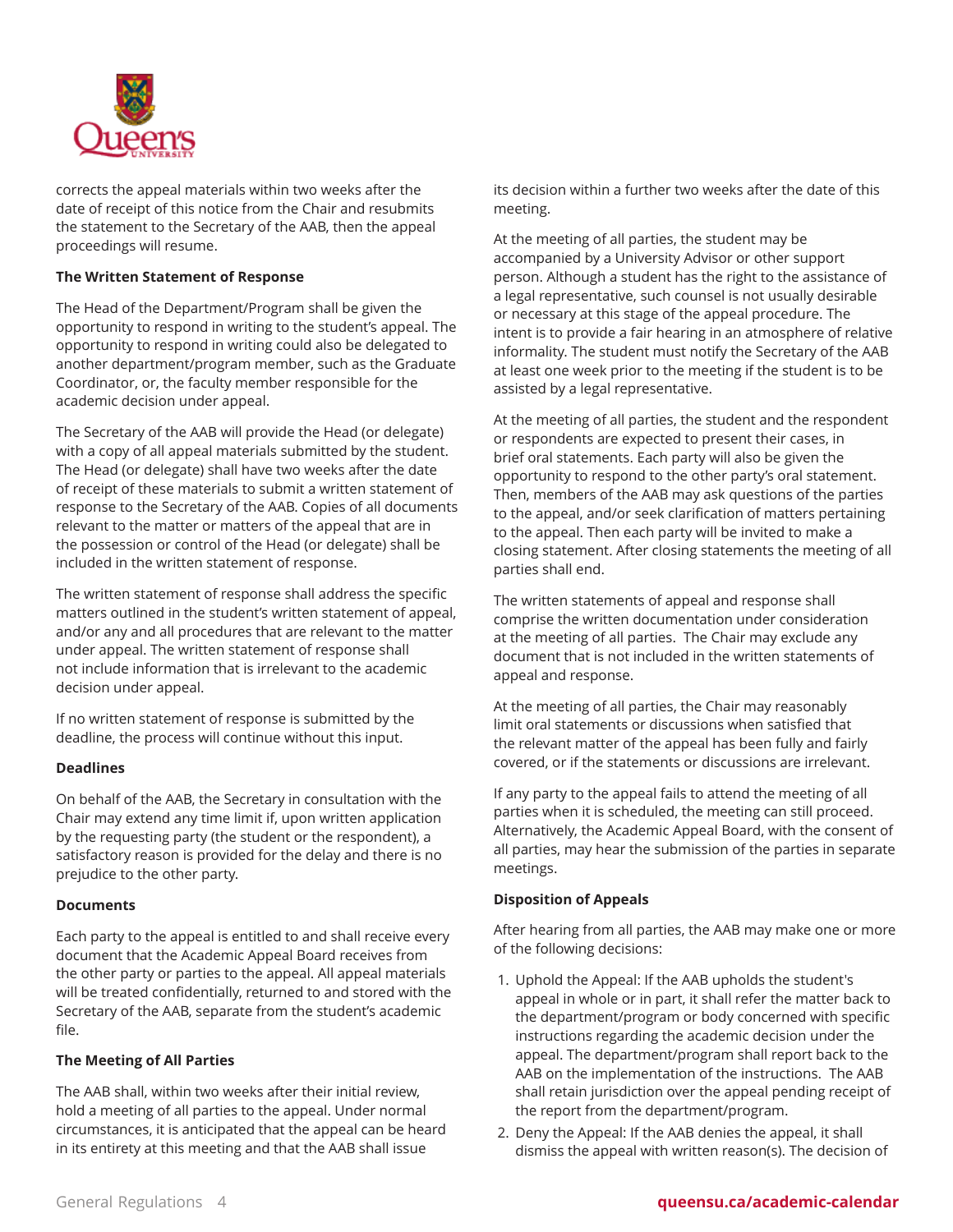corrects the appeal materials within two weeks after the date of receipt of this notice from the Chair and resubmits the statement to the Secretary of the AAB, then the appeal proceedings will resume.

**The Written Statement of Response**

The Head of the Department/Program shall be given the opportunity to respond in writing to the student's appeal. The opportunity to respond in writing could also be delegated to another department/program member, such as the Graduate Coordinator, or, the faculty member responsible for the academic decision under appeal.

The Secretary of the AAB will provide the Head (or delegate) with a copy of all appeal materials submitted by the student. The Head (or delegate) shall have two weeks after the date of receipt of these materials to submit a written statement of response to the Secretary of the AAB. Copies of all documents relevant to the matter or matters of the appeal that are in the possession or control of the Head (or delegate) shall be included in the written statement of response.

The written statement of response shall address the specific matters outlined in the student's written statement of appeal, and/or any and all procedures that are relevant to the matter under appeal. The written statement of response shall not include information that is irrelevant to the academic decision under appeal.

If no written statement of response is submitted by the deadline, the process will continue without this input.

**Deadlines**

On behalf of the AAB, the Secretary in consultation with the Chair may extend any time limit if, upon written application by the requesting party (the student or the respondent), a satisfactory reason is provided for the delay and there is no prejudice to the other party.

**Documents**

Each party to the appeal is entitled to and shall receive every document that the Academic Appeal Board receives from the other party or parties to the appeal. All appeal materials will be treated confidentially, returned to and stored with the Secretary of the AAB, separate from the student's academic file.

**The Meeting of All Parties**

The AAB shall, within two weeks after their initial review, hold a meeting of all parties to the appeal. Under normal circumstances, it is anticipated that the appeal can be heard in its entirety at this meeting and that the AAB shall issue its decision within a further two weeks after the date of this meeting.

At the meeting of all parties, the student may be accompanied by a University Advisor or other support person. Although a student has the right to the assistance of a legal representative, such counsel is not usually desirable or necessary at this stage of the appeal procedure. The intent is to provide a fair hearing in an atmosphere of relative informality. The student must notify the Secretary of the AAB at least one week prior to the meeting if the student is to be assisted by a legal representative.

At the meeting of all parties, the student and the respondent or respondents are expected to present their cases, in brief oral statements. Each party will also be given the opportunity to respond to the other party's oral statement. Then, members of the AAB may ask questions of the parties to the appeal, and/or seek clarification of matters pertaining to the appeal. Then each party will be invited to make a closing statement. After closing statements the meeting of all parties shall end.

The written statements of appeal and response shall comprise the written documentation under consideration at the meeting of all parties. The Chair may exclude any document that is not included in the written statements of appeal and response.

At the meeting of all parties, the Chair may reasonably limit oral statements or discussions when satisfied that the relevant matter of the appeal has been fully and fairly covered, or if the statements or discussions are irrelevant.

If any party to the appeal fails to attend the meeting of all parties when it is scheduled, the meeting can still proceed. Alternatively, the Academic Appeal Board, with the consent of all parties, may hear the submission of the parties in separate meetings.

**Disposition of Appeals**

After hearing from all parties, the AAB may make one or more of the following decisions:

1. Uphold the Appeal: If the AAB upholds the student's appeal in whole or in part, it shall refer the matter back to the department/program or body concerned with specific instructions regarding the academic decision under the appeal. The department/program shall report back to the AAB on the implementation of the instructions. The AAB shall retain jurisdiction over the appeal pending receipt of the report from the department/program.
2. Deny the Appeal: If the AAB denies the appeal, it shall dismiss the appeal with written reason(s). The decision of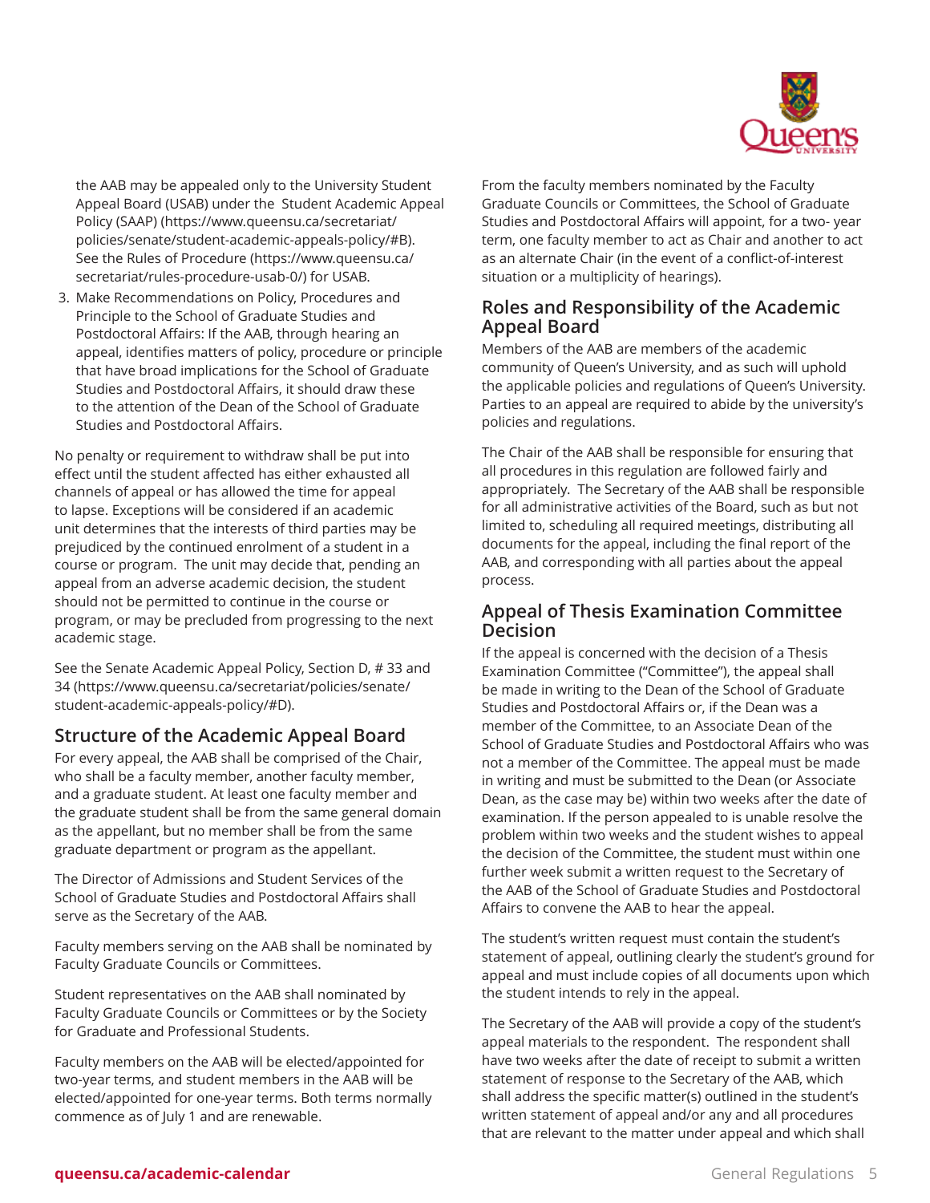the AAB may be appealed only to the University Student Appeal Board (USAB) under the Student Academic Appeal Policy (SAAP) (https://www.queensu.ca/secretariat/policies/senate/student-academic-appeals-policy/#B). See the Rules of Procedure (https://www.queensu.ca/secretariat/rules-procedure-usab-0/) for USAB.

3. Make Recommendations on Policy, Procedures and Principle to the School of Graduate Studies and Postdoctoral Affairs: If the AAB, through hearing an appeal, identifies matters of policy, procedure or principle that have broad implications for the School of Graduate Studies and Postdoctoral Affairs, it should draw these to the attention of the Dean of the School of Graduate Studies and Postdoctoral Affairs.

No penalty or requirement to withdraw shall be put into effect until the student affected has either exhausted all channels of appeal or has allowed the time for appeal to lapse. Exceptions will be considered if an academic unit determines that the interests of third parties may be prejudiced by the continued enrolment of a student in a course or program. The unit may decide that, pending an appeal from an adverse academic decision, the student should not be permitted to continue in the course or program, or may be precluded from progressing to the next academic stage.

See the Senate Academic Appeal Policy, Section D, # 33 and 34 (https://www.queensu.ca/secretariat/policies/senate/student-academic-appeals-policy/#D).

## Structure of the Academic Appeal Board

For every appeal, the AAB shall be comprised of the Chair, who shall be a faculty member, another faculty member, and a graduate student. At least one faculty member and the graduate student shall be from the same general domain as the appellant, but no member shall be from the same graduate department or program as the appellant.

The Director of Admissions and Student Services of the School of Graduate Studies and Postdoctoral Affairs shall serve as the Secretary of the AAB.

Faculty members serving on the AAB shall be nominated by Faculty Graduate Councils or Committees.

Student representatives on the AAB shall nominated by Faculty Graduate Councils or Committees or by the Society for Graduate and Professional Students.

Faculty members on the AAB will be elected/appointed for two-year terms, and student members in the AAB will be elected/appointed for one-year terms. Both terms normally commence as of July 1 and are renewable.

From the faculty members nominated by the Faculty Graduate Councils or Committees, the School of Graduate Studies and Postdoctoral Affairs will appoint, for a two- year term, one faculty member to act as Chair and another to act as an alternate Chair (in the event of a conflict-of-interest situation or a multiplicity of hearings).

## Roles and Responsibility of the Academic Appeal Board

Members of the AAB are members of the academic community of Queen's University, and as such will uphold the applicable policies and regulations of Queen's University. Parties to an appeal are required to abide by the university's policies and regulations.

The Chair of the AAB shall be responsible for ensuring that all procedures in this regulation are followed fairly and appropriately. The Secretary of the AAB shall be responsible for all administrative activities of the Board, such as but not limited to, scheduling all required meetings, distributing all documents for the appeal, including the final report of the AAB, and corresponding with all parties about the appeal process.

## Appeal of Thesis Examination Committee Decision

If the appeal is concerned with the decision of a Thesis Examination Committee ("Committee"), the appeal shall be made in writing to the Dean of the School of Graduate Studies and Postdoctoral Affairs or, if the Dean was a member of the Committee, to an Associate Dean of the School of Graduate Studies and Postdoctoral Affairs who was not a member of the Committee. The appeal must be made in writing and must be submitted to the Dean (or Associate Dean, as the case may be) within two weeks after the date of examination. If the person appealed to is unable resolve the problem within two weeks and the student wishes to appeal the decision of the Committee, the student must within one further week submit a written request to the Secretary of the AAB of the School of Graduate Studies and Postdoctoral Affairs to convene the AAB to hear the appeal.

The student's written request must contain the student's statement of appeal, outlining clearly the student's ground for appeal and must include copies of all documents upon which the student intends to rely in the appeal.

The Secretary of the AAB will provide a copy of the student's appeal materials to the respondent. The respondent shall have two weeks after the date of receipt to submit a written statement of response to the Secretary of the AAB, which shall address the specific matter(s) outlined in the student's written statement of appeal and/or any and all procedures that are relevant to the matter under appeal and which shall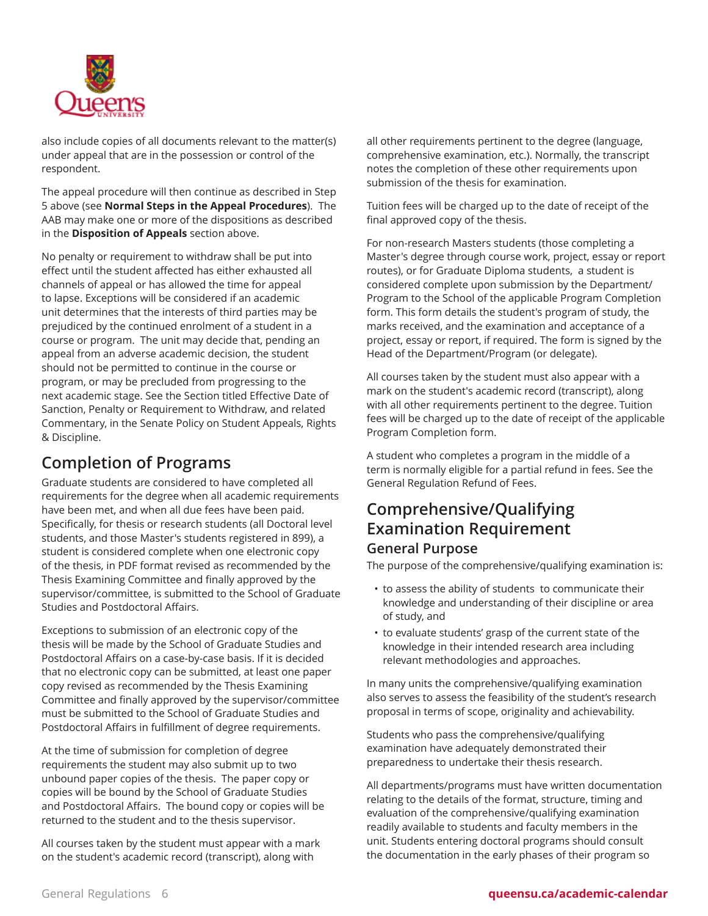also include copies of all documents relevant to the matter(s) under appeal that are in the possession or control of the respondent.

The appeal procedure will then continue as described in Step 5 above (see **Normal Steps in the Appeal Procedures**). The AAB may make one or more of the dispositions as described in the **Disposition of Appeals** section above.

No penalty or requirement to withdraw shall be put into effect until the student affected has either exhausted all channels of appeal or has allowed the time for appeal to lapse. Exceptions will be considered if an academic unit determines that the interests of third parties may be prejudiced by the continued enrolment of a student in a course or program. The unit may decide that, pending an appeal from an adverse academic decision, the student should not be permitted to continue in the course or program, or may be precluded from progressing to the next academic stage. See the Section titled Effective Date of Sanction, Penalty or Requirement to Withdraw, and related Commentary, in the Senate Policy on Student Appeals, Rights & Discipline.

## Completion of Programs

Graduate students are considered to have completed all requirements for the degree when all academic requirements have been met, and when all due fees have been paid. Specifically, for thesis or research students (all Doctoral level students, and those Master's students registered in 899), a student is considered complete when one electronic copy of the thesis, in PDF format revised as recommended by the Thesis Examining Committee and finally approved by the supervisor/committee, is submitted to the School of Graduate Studies and Postdoctoral Affairs.

Exceptions to submission of an electronic copy of the thesis will be made by the School of Graduate Studies and Postdoctoral Affairs on a case-by-case basis. If it is decided that no electronic copy can be submitted, at least one paper copy revised as recommended by the Thesis Examining Committee and finally approved by the supervisor/committee must be submitted to the School of Graduate Studies and Postdoctoral Affairs in fulfillment of degree requirements.

At the time of submission for completion of degree requirements the student may also submit up to two unbound paper copies of the thesis. The paper copy or copies will be bound by the School of Graduate Studies and Postdoctoral Affairs. The bound copy or copies will be returned to the student and to the thesis supervisor.

All courses taken by the student must appear with a mark on the student's academic record (transcript), along with all other requirements pertinent to the degree (language, comprehensive examination, etc.). Normally, the transcript notes the completion of these other requirements upon submission of the thesis for examination.

Tuition fees will be charged up to the date of receipt of the final approved copy of the thesis.

For non-research Masters students (those completing a Master's degree through course work, project, essay or report routes), or for Graduate Diploma students, a student is considered complete upon submission by the Department/Program to the School of the applicable Program Completion form. This form details the student's program of study, the marks received, and the examination and acceptance of a project, essay or report, if required. The form is signed by the Head of the Department/Program (or delegate).

All courses taken by the student must also appear with a mark on the student's academic record (transcript), along with all other requirements pertinent to the degree. Tuition fees will be charged up to the date of receipt of the applicable Program Completion form.

A student who completes a program in the middle of a term is normally eligible for a partial refund in fees. See the General Regulation Refund of Fees.

## Comprehensive/Qualifying Examination Requirement

### General Purpose

The purpose of the comprehensive/qualifying examination is:

- to assess the ability of students to communicate their knowledge and understanding of their discipline or area of study, and
- to evaluate students' grasp of the current state of the knowledge in their intended research area including relevant methodologies and approaches.

In many units the comprehensive/qualifying examination also serves to assess the feasibility of the student's research proposal in terms of scope, originality and achievability.

Students who pass the comprehensive/qualifying examination have adequately demonstrated their preparedness to undertake their thesis research.

All departments/programs must have written documentation relating to the details of the format, structure, timing and evaluation of the comprehensive/qualifying examination readily available to students and faculty members in the unit. Students entering doctoral programs should consult the documentation in the early phases of their program so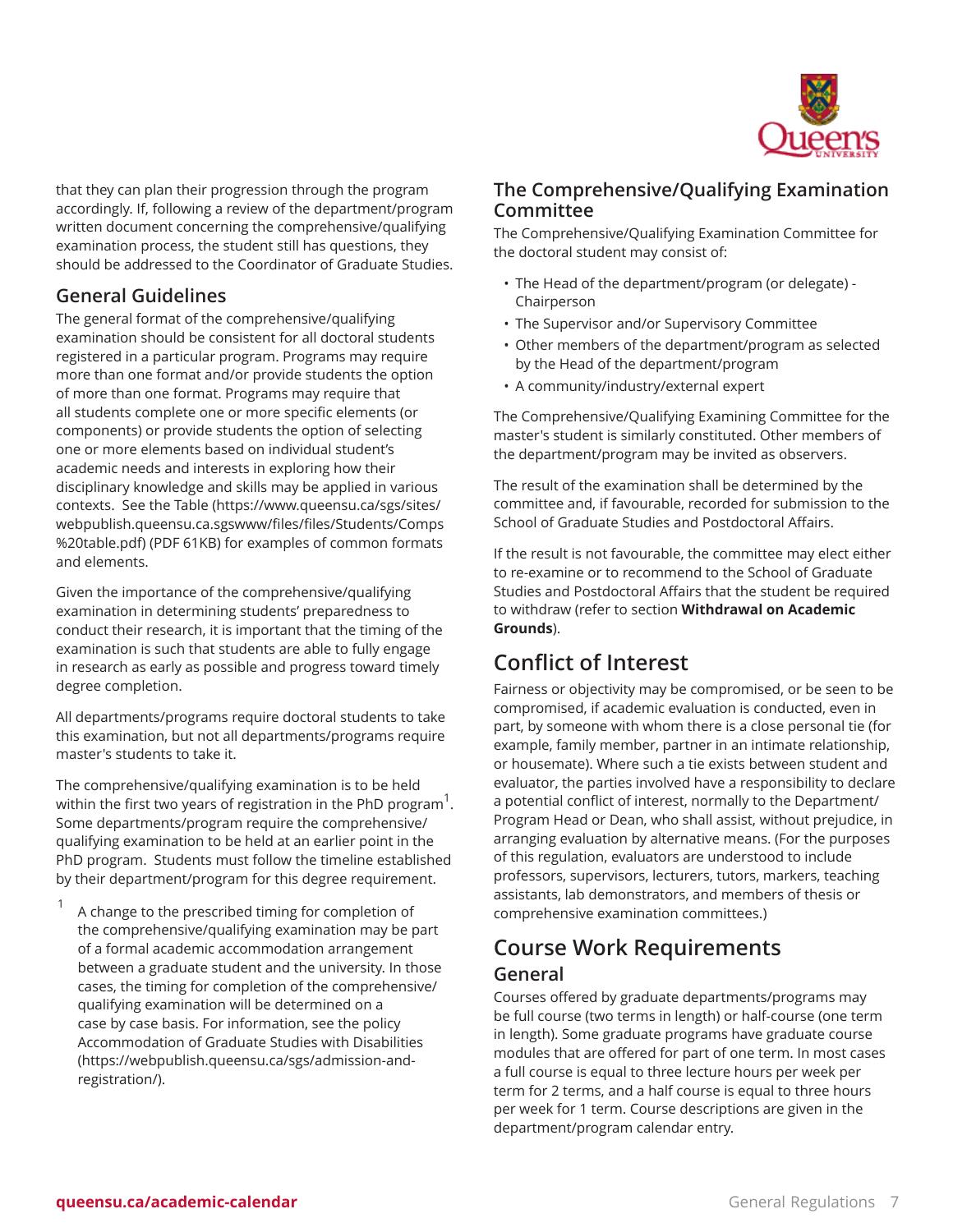that they can plan their progression through the program accordingly. If, following a review of the department/program written document concerning the comprehensive/qualifying examination process, the student still has questions, they should be addressed to the Coordinator of Graduate Studies.

## General Guidelines

The general format of the comprehensive/qualifying examination should be consistent for all doctoral students registered in a particular program. Programs may require more than one format and/or provide students the option of more than one format. Programs may require that all students complete one or more specific elements (or components) or provide students the option of selecting one or more elements based on individual student's academic needs and interests in exploring how their disciplinary knowledge and skills may be applied in various contexts. See the Table (https://www.queensu.ca/sgs/sites/webpublish.queensu.ca.sgswww/files/files/Students/Comps%20table.pdf) (PDF 61KB) for examples of common formats and elements.

Given the importance of the comprehensive/qualifying examination in determining students' preparedness to conduct their research, it is important that the timing of the examination is such that students are able to fully engage in research as early as possible and progress toward timely degree completion.

All departments/programs require doctoral students to take this examination, but not all departments/programs require master's students to take it.

The comprehensive/qualifying examination is to be held within the first two years of registration in the PhD program[1]. Some departments/program require the comprehensive/qualifying examination to be held at an earlier point in the PhD program. Students must follow the timeline established by their department/program for this degree requirement.

[1] A change to the prescribed timing for completion of the comprehensive/qualifying examination may be part of a formal academic accommodation arrangement between a graduate student and the university. In those cases, the timing for completion of the comprehensive/qualifying examination will be determined on a case by case basis. For information, see the policy Accommodation of Graduate Studies with Disabilities (https://webpublish.queensu.ca/sgs/admission-and-registration/).

## The Comprehensive/Qualifying Examination Committee

The Comprehensive/Qualifying Examination Committee for the doctoral student may consist of:

- The Head of the department/program (or delegate) - Chairperson
- The Supervisor and/or Supervisory Committee
- Other members of the department/program as selected by the Head of the department/program
- A community/industry/external expert

The Comprehensive/Qualifying Examining Committee for the master's student is similarly constituted. Other members of the department/program may be invited as observers.

The result of the examination shall be determined by the committee and, if favourable, recorded for submission to the School of Graduate Studies and Postdoctoral Affairs.

If the result is not favourable, the committee may elect either to re-examine or to recommend to the School of Graduate Studies and Postdoctoral Affairs that the student be required to withdraw (refer to section **Withdrawal on Academic Grounds**).

# Conflict of Interest

Fairness or objectivity may be compromised, or be seen to be compromised, if academic evaluation is conducted, even in part, by someone with whom there is a close personal tie (for example, family member, partner in an intimate relationship, or housemate). Where such a tie exists between student and evaluator, the parties involved have a responsibility to declare a potential conflict of interest, normally to the Department/Program Head or Dean, who shall assist, without prejudice, in arranging evaluation by alternative means. (For the purposes of this regulation, evaluators are understood to include professors, supervisors, lecturers, tutors, markers, teaching assistants, lab demonstrators, and members of thesis or comprehensive examination committees.)

# Course Work Requirements

## General

Courses offered by graduate departments/programs may be full course (two terms in length) or half-course (one term in length). Some graduate programs have graduate course modules that are offered for part of one term. In most cases a full course is equal to three lecture hours per week per term for 2 terms, and a half course is equal to three hours per week for 1 term. Course descriptions are given in the department/program calendar entry.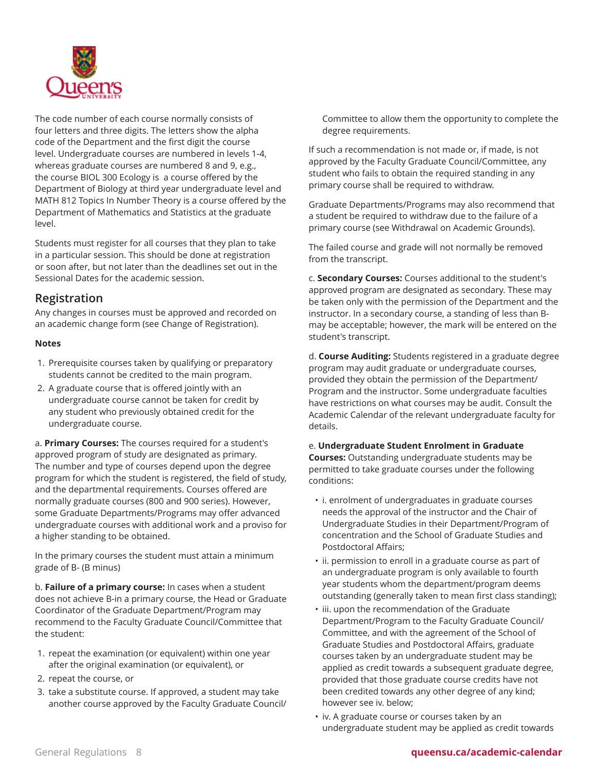The code number of each course normally consists of four letters and three digits. The letters show the alpha code of the Department and the first digit the course level. Undergraduate courses are numbered in levels 1-4, whereas graduate courses are numbered 8 and 9, e.g., the course BIOL 300 Ecology is a course offered by the Department of Biology at third year undergraduate level and MATH 812 Topics In Number Theory is a course offered by the Department of Mathematics and Statistics at the graduate level.

Students must register for all courses that they plan to take in a particular session. This should be done at registration or soon after, but not later than the deadlines set out in the Sessional Dates for the academic session.

## Registration

Any changes in courses must be approved and recorded on an academic change form (see Change of Registration).

**Notes**

1. Prerequisite courses taken by qualifying or preparatory students cannot be credited to the main program.
2. A graduate course that is offered jointly with an undergraduate course cannot be taken for credit by any student who previously obtained credit for the undergraduate course.

a. **Primary Courses:** The courses required for a student's approved program of study are designated as primary. The number and type of courses depend upon the degree program for which the student is registered, the field of study, and the departmental requirements. Courses offered are normally graduate courses (800 and 900 series). However, some Graduate Departments/Programs may offer advanced undergraduate courses with additional work and a proviso for a higher standing to be obtained.

In the primary courses the student must attain a minimum grade of B- (B minus)

b. **Failure of a primary course:** In cases when a student does not achieve B-in a primary course, the Head or Graduate Coordinator of the Graduate Department/Program may recommend to the Faculty Graduate Council/Committee that the student:

1. repeat the examination (or equivalent) within one year after the original examination (or equivalent), or
2. repeat the course, or
3. take a substitute course. If approved, a student may take another course approved by the Faculty Graduate Council/Committee to allow them the opportunity to complete the degree requirements.

If such a recommendation is not made or, if made, is not approved by the Faculty Graduate Council/Committee, any student who fails to obtain the required standing in any primary course shall be required to withdraw.

Graduate Departments/Programs may also recommend that a student be required to withdraw due to the failure of a primary course (see Withdrawal on Academic Grounds).

The failed course and grade will not normally be removed from the transcript.

c. **Secondary Courses:** Courses additional to the student's approved program are designated as secondary. These may be taken only with the permission of the Department and the instructor. In a secondary course, a standing of less than B- may be acceptable; however, the mark will be entered on the student's transcript.

d. **Course Auditing:** Students registered in a graduate degree program may audit graduate or undergraduate courses, provided they obtain the permission of the Department/Program and the instructor. Some undergraduate faculties have restrictions on what courses may be audit. Consult the Academic Calendar of the relevant undergraduate faculty for details.

e. **Undergraduate Student Enrolment in Graduate Courses:** Outstanding undergraduate students may be permitted to take graduate courses under the following conditions:

- i. enrolment of undergraduates in graduate courses needs the approval of the instructor and the Chair of Undergraduate Studies in their Department/Program of concentration and the School of Graduate Studies and Postdoctoral Affairs;
- ii. permission to enroll in a graduate course as part of an undergraduate program is only available to fourth year students whom the department/program deems outstanding (generally taken to mean first class standing);
- iii. upon the recommendation of the Graduate Department/Program to the Faculty Graduate Council/Committee, and with the agreement of the School of Graduate Studies and Postdoctoral Affairs, graduate courses taken by an undergraduate student may be applied as credit towards a subsequent graduate degree, provided that those graduate course credits have not been credited towards any other degree of any kind; however see iv. below;
- iv. A graduate course or courses taken by an undergraduate student may be applied as credit towards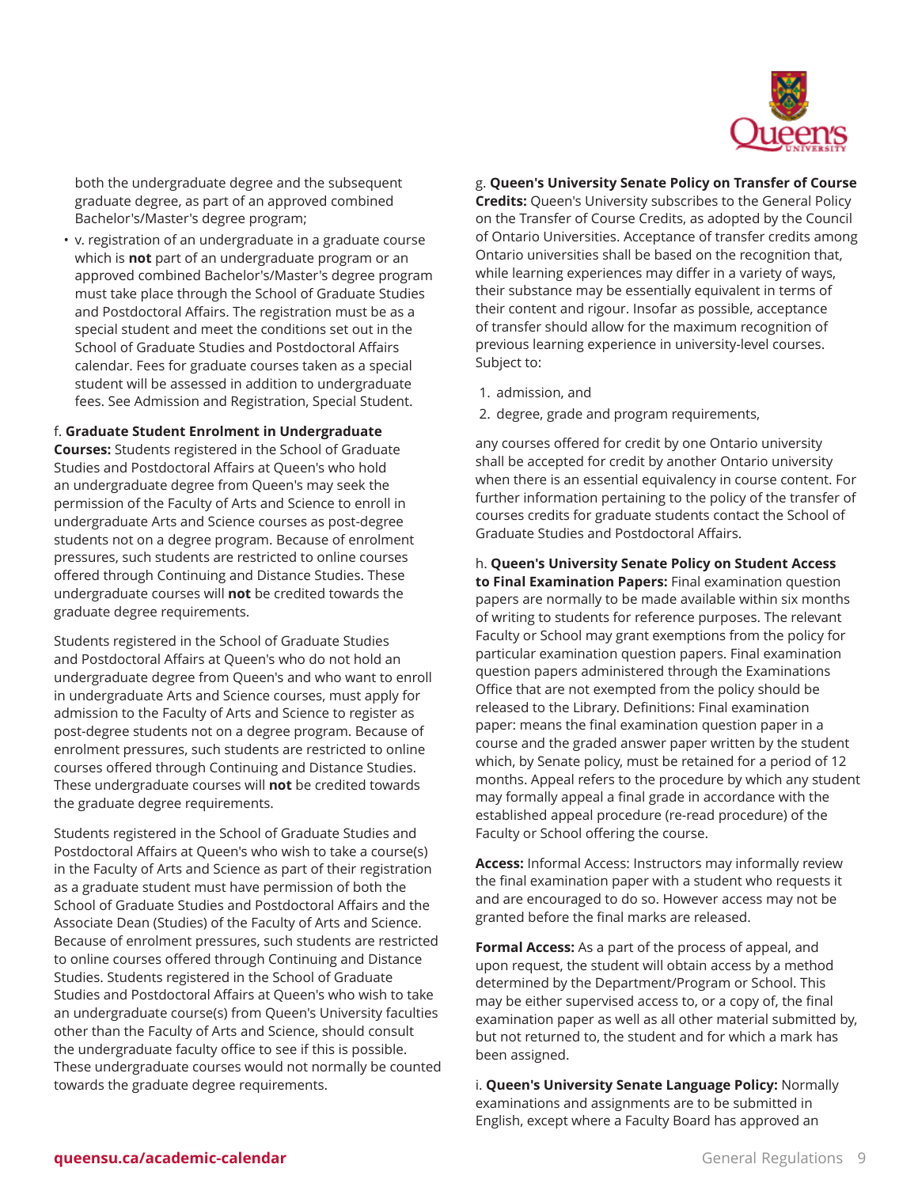both the undergraduate degree and the subsequent graduate degree, as part of an approved combined Bachelor's/Master's degree program;

- v. registration of an undergraduate in a graduate course which is **not** part of an undergraduate program or an approved combined Bachelor's/Master's degree program must take place through the School of Graduate Studies and Postdoctoral Affairs. The registration must be as a special student and meet the conditions set out in the School of Graduate Studies and Postdoctoral Affairs calendar. Fees for graduate courses taken as a special student will be assessed in addition to undergraduate fees. See Admission and Registration, Special Student.

f. **Graduate Student Enrolment in Undergraduate Courses:** Students registered in the School of Graduate Studies and Postdoctoral Affairs at Queen's who hold an undergraduate degree from Queen's may seek the permission of the Faculty of Arts and Science to enroll in undergraduate Arts and Science courses as post-degree students not on a degree program. Because of enrolment pressures, such students are restricted to online courses offered through Continuing and Distance Studies. These undergraduate courses will **not** be credited towards the graduate degree requirements.

Students registered in the School of Graduate Studies and Postdoctoral Affairs at Queen's who do not hold an undergraduate degree from Queen's and who want to enroll in undergraduate Arts and Science courses, must apply for admission to the Faculty of Arts and Science to register as post-degree students not on a degree program. Because of enrolment pressures, such students are restricted to online courses offered through Continuing and Distance Studies. These undergraduate courses will **not** be credited towards the graduate degree requirements.

Students registered in the School of Graduate Studies and Postdoctoral Affairs at Queen's who wish to take a course(s) in the Faculty of Arts and Science as part of their registration as a graduate student must have permission of both the School of Graduate Studies and Postdoctoral Affairs and the Associate Dean (Studies) of the Faculty of Arts and Science. Because of enrolment pressures, such students are restricted to online courses offered through Continuing and Distance Studies. Students registered in the School of Graduate Studies and Postdoctoral Affairs at Queen's who wish to take an undergraduate course(s) from Queen's University faculties other than the Faculty of Arts and Science, should consult the undergraduate faculty office to see if this is possible. These undergraduate courses would not normally be counted towards the graduate degree requirements.

g. **Queen's University Senate Policy on Transfer of Course Credits:** Queen's University subscribes to the General Policy on the Transfer of Course Credits, as adopted by the Council of Ontario Universities. Acceptance of transfer credits among Ontario universities shall be based on the recognition that, while learning experiences may differ in a variety of ways, their substance may be essentially equivalent in terms of their content and rigour. Insofar as possible, acceptance of transfer should allow for the maximum recognition of previous learning experience in university-level courses. Subject to:

1. admission, and
2. degree, grade and program requirements,

any courses offered for credit by one Ontario university shall be accepted for credit by another Ontario university when there is an essential equivalency in course content. For further information pertaining to the policy of the transfer of courses credits for graduate students contact the School of Graduate Studies and Postdoctoral Affairs.

h. **Queen's University Senate Policy on Student Access to Final Examination Papers:** Final examination question papers are normally to be made available within six months of writing to students for reference purposes. The relevant Faculty or School may grant exemptions from the policy for particular examination question papers. Final examination question papers administered through the Examinations Office that are not exempted from the policy should be released to the Library. Definitions: Final examination paper: means the final examination question paper in a course and the graded answer paper written by the student which, by Senate policy, must be retained for a period of 12 months. Appeal refers to the procedure by which any student may formally appeal a final grade in accordance with the established appeal procedure (re-read procedure) of the Faculty or School offering the course.

**Access:** Informal Access: Instructors may informally review the final examination paper with a student who requests it and are encouraged to do so. However access may not be granted before the final marks are released.

**Formal Access:** As a part of the process of appeal, and upon request, the student will obtain access by a method determined by the Department/Program or School. This may be either supervised access to, or a copy of, the final examination paper as well as all other material submitted by, but not returned to, the student and for which a mark has been assigned.

i. **Queen's University Senate Language Policy:** Normally examinations and assignments are to be submitted in English, except where a Faculty Board has approved an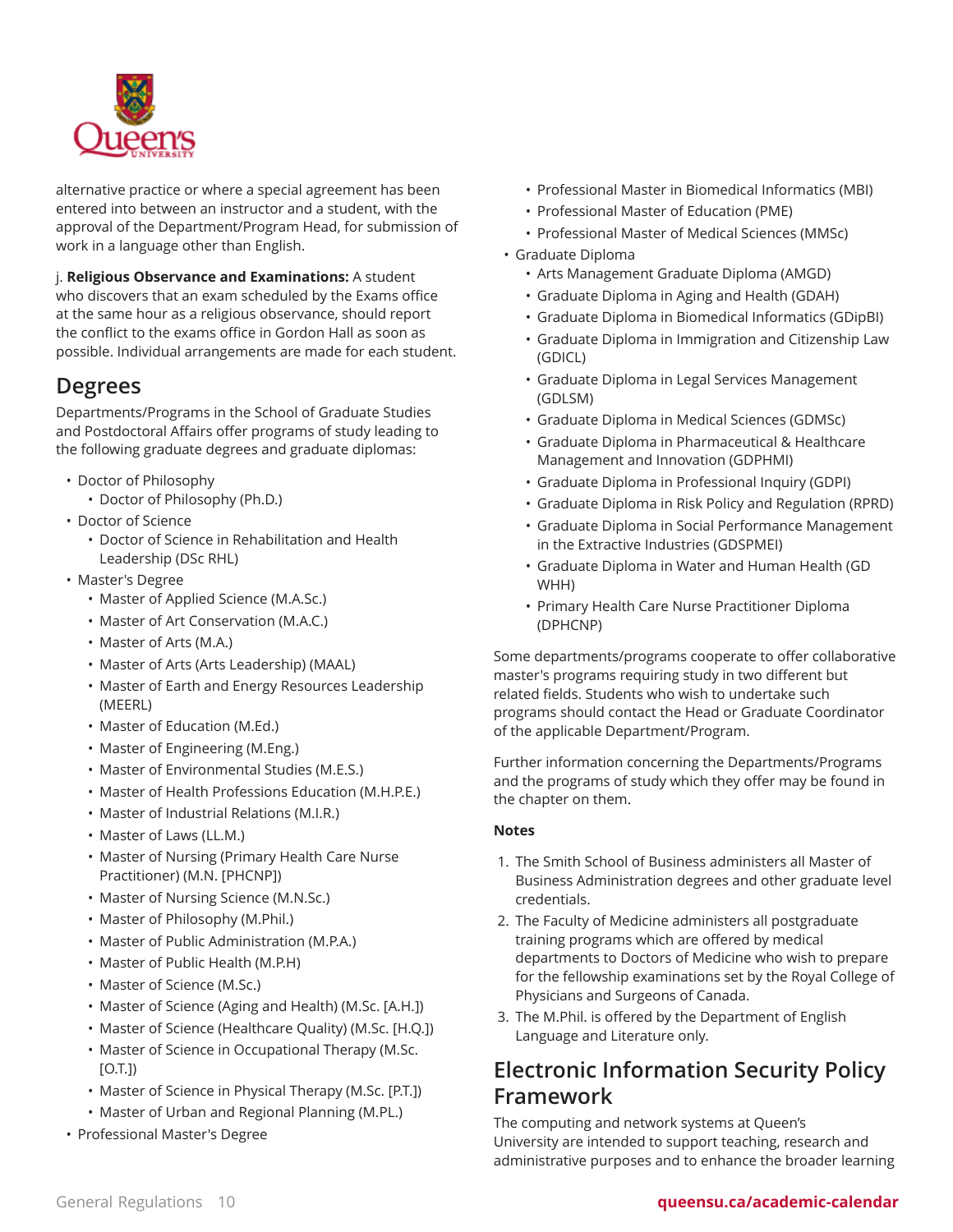alternative practice or where a special agreement has been entered into between an instructor and a student, with the approval of the Department/Program Head, for submission of work in a language other than English.

j. **Religious Observance and Examinations:** A student who discovers that an exam scheduled by the Exams office at the same hour as a religious observance, should report the conflict to the exams office in Gordon Hall as soon as possible. Individual arrangements are made for each student.

## Degrees

Departments/Programs in the School of Graduate Studies and Postdoctoral Affairs offer programs of study leading to the following graduate degrees and graduate diplomas:

- Doctor of Philosophy
  - Doctor of Philosophy (Ph.D.)
- Doctor of Science
  - Doctor of Science in Rehabilitation and Health Leadership (DSc RHL)
- Master's Degree
  - Master of Applied Science (M.A.Sc.)
  - Master of Art Conservation (M.A.C.)
  - Master of Arts (M.A.)
  - Master of Arts (Arts Leadership) (MAAL)
  - Master of Earth and Energy Resources Leadership (MEERL)
  - Master of Education (M.Ed.)
  - Master of Engineering (M.Eng.)
  - Master of Environmental Studies (M.E.S.)
  - Master of Health Professions Education (M.H.P.E.)
  - Master of Industrial Relations (M.I.R.)
  - Master of Laws (LL.M.)
  - Master of Nursing (Primary Health Care Nurse Practitioner) (M.N. [PHCNP])
  - Master of Nursing Science (M.N.Sc.)
  - Master of Philosophy (M.Phil.)
  - Master of Public Administration (M.P.A.)
  - Master of Public Health (M.P.H)
  - Master of Science (M.Sc.)
  - Master of Science (Aging and Health) (M.Sc. [A.H.])
  - Master of Science (Healthcare Quality) (M.Sc. [H.Q.])
  - Master of Science in Occupational Therapy (M.Sc. [O.T.])
  - Master of Science in Physical Therapy (M.Sc. [P.T.])
  - Master of Urban and Regional Planning (M.PL.)
- Professional Master's Degree
  - Professional Master in Biomedical Informatics (MBI)
  - Professional Master of Education (PME)
  - Professional Master of Medical Sciences (MMSc)
- Graduate Diploma
  - Arts Management Graduate Diploma (AMGD)
  - Graduate Diploma in Aging and Health (GDAH)
  - Graduate Diploma in Biomedical Informatics (GDipBI)
  - Graduate Diploma in Immigration and Citizenship Law (GDICL)
  - Graduate Diploma in Legal Services Management (GDLSM)
  - Graduate Diploma in Medical Sciences (GDMSc)
  - Graduate Diploma in Pharmaceutical & Healthcare Management and Innovation (GDPHMI)
  - Graduate Diploma in Professional Inquiry (GDPI)
  - Graduate Diploma in Risk Policy and Regulation (RPRD)
  - Graduate Diploma in Social Performance Management in the Extractive Industries (GDSPMEI)
  - Graduate Diploma in Water and Human Health (GD WHH)
  - Primary Health Care Nurse Practitioner Diploma (DPHCNP)

Some departments/programs cooperate to offer collaborative master's programs requiring study in two different but related fields. Students who wish to undertake such programs should contact the Head or Graduate Coordinator of the applicable Department/Program.

Further information concerning the Departments/Programs and the programs of study which they offer may be found in the chapter on them.

**Notes**

1. The Smith School of Business administers all Master of Business Administration degrees and other graduate level credentials.
2. The Faculty of Medicine administers all postgraduate training programs which are offered by medical departments to Doctors of Medicine who wish to prepare for the fellowship examinations set by the Royal College of Physicians and Surgeons of Canada.
3. The M.Phil. is offered by the Department of English Language and Literature only.

## Electronic Information Security Policy Framework

The computing and network systems at Queen's University are intended to support teaching, research and administrative purposes and to enhance the broader learning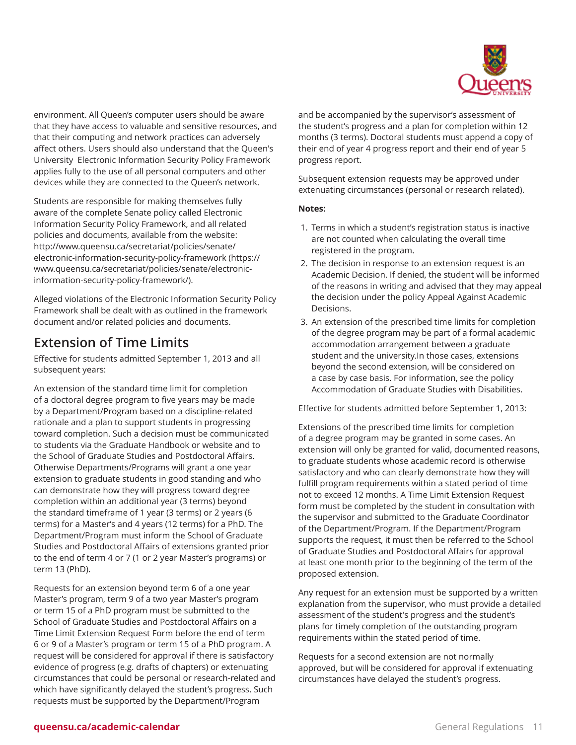environment. All Queen's computer users should be aware that they have access to valuable and sensitive resources, and that their computing and network practices can adversely affect others. Users should also understand that the Queen's University Electronic Information Security Policy Framework applies fully to the use of all personal computers and other devices while they are connected to the Queen's network.

Students are responsible for making themselves fully aware of the complete Senate policy called Electronic Information Security Policy Framework, and all related policies and documents, available from the website: http://www.queensu.ca/secretariat/policies/senate/electronic-information-security-policy-framework (https://www.queensu.ca/secretariat/policies/senate/electronic-information-security-policy-framework/).

Alleged violations of the Electronic Information Security Policy Framework shall be dealt with as outlined in the framework document and/or related policies and documents.

## Extension of Time Limits

Effective for students admitted September 1, 2013 and all subsequent years:

An extension of the standard time limit for completion of a doctoral degree program to five years may be made by a Department/Program based on a discipline-related rationale and a plan to support students in progressing toward completion. Such a decision must be communicated to students via the Graduate Handbook or website and to the School of Graduate Studies and Postdoctoral Affairs. Otherwise Departments/Programs will grant a one year extension to graduate students in good standing and who can demonstrate how they will progress toward degree completion within an additional year (3 terms) beyond the standard timeframe of 1 year (3 terms) or 2 years (6 terms) for a Master's and 4 years (12 terms) for a PhD. The Department/Program must inform the School of Graduate Studies and Postdoctoral Affairs of extensions granted prior to the end of term 4 or 7 (1 or 2 year Master's programs) or term 13 (PhD).

Requests for an extension beyond term 6 of a one year Master's program, term 9 of a two year Master's program or term 15 of a PhD program must be submitted to the School of Graduate Studies and Postdoctoral Affairs on a Time Limit Extension Request Form before the end of term 6 or 9 of a Master's program or term 15 of a PhD program. A request will be considered for approval if there is satisfactory evidence of progress (e.g. drafts of chapters) or extenuating circumstances that could be personal or research-related and which have significantly delayed the student's progress. Such requests must be supported by the Department/Program and be accompanied by the supervisor's assessment of the student's progress and a plan for completion within 12 months (3 terms). Doctoral students must append a copy of their end of year 4 progress report and their end of year 5 progress report.

Subsequent extension requests may be approved under extenuating circumstances (personal or research related).

**Notes:**

1. Terms in which a student's registration status is inactive are not counted when calculating the overall time registered in the program.
2. The decision in response to an extension request is an Academic Decision. If denied, the student will be informed of the reasons in writing and advised that they may appeal the decision under the policy Appeal Against Academic Decisions.
3. An extension of the prescribed time limits for completion of the degree program may be part of a formal academic accommodation arrangement between a graduate student and the university.In those cases, extensions beyond the second extension, will be considered on a case by case basis. For information, see the policy Accommodation of Graduate Studies with Disabilities.

Effective for students admitted before September 1, 2013:

Extensions of the prescribed time limits for completion of a degree program may be granted in some cases. An extension will only be granted for valid, documented reasons, to graduate students whose academic record is otherwise satisfactory and who can clearly demonstrate how they will fulfill program requirements within a stated period of time not to exceed 12 months. A Time Limit Extension Request form must be completed by the student in consultation with the supervisor and submitted to the Graduate Coordinator of the Department/Program. If the Department/Program supports the request, it must then be referred to the School of Graduate Studies and Postdoctoral Affairs for approval at least one month prior to the beginning of the term of the proposed extension.

Any request for an extension must be supported by a written explanation from the supervisor, who must provide a detailed assessment of the student's progress and the student's plans for timely completion of the outstanding program requirements within the stated period of time.

Requests for a second extension are not normally approved, but will be considered for approval if extenuating circumstances have delayed the student's progress.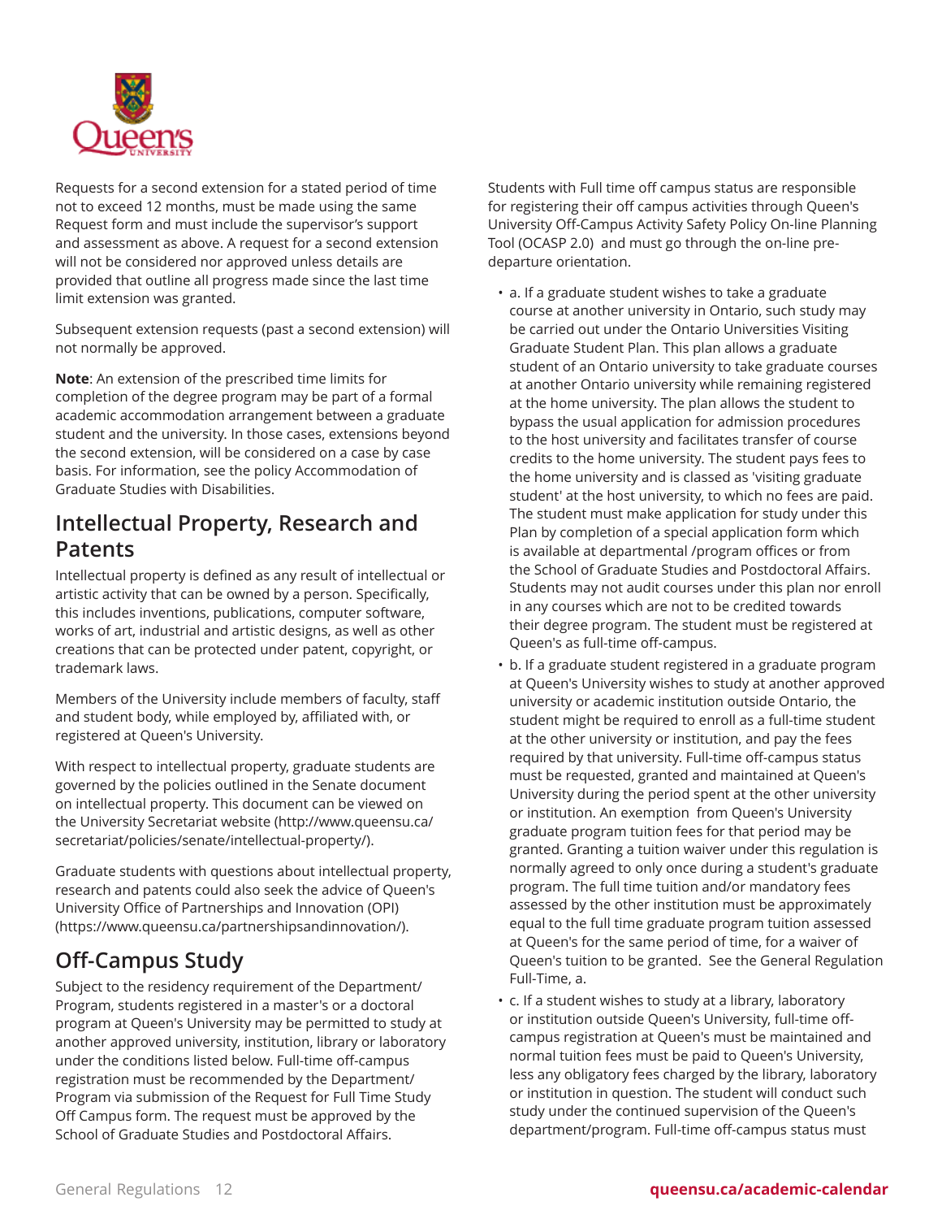Requests for a second extension for a stated period of time not to exceed 12 months, must be made using the same Request form and must include the supervisor's support and assessment as above. A request for a second extension will not be considered nor approved unless details are provided that outline all progress made since the last time limit extension was granted.

Subsequent extension requests (past a second extension) will not normally be approved.

**Note**: An extension of the prescribed time limits for completion of the degree program may be part of a formal academic accommodation arrangement between a graduate student and the university. In those cases, extensions beyond the second extension, will be considered on a case by case basis. For information, see the policy Accommodation of Graduate Studies with Disabilities.

## Intellectual Property, Research and Patents

Intellectual property is defined as any result of intellectual or artistic activity that can be owned by a person. Specifically, this includes inventions, publications, computer software, works of art, industrial and artistic designs, as well as other creations that can be protected under patent, copyright, or trademark laws.

Members of the University include members of faculty, staff and student body, while employed by, affiliated with, or registered at Queen's University.

With respect to intellectual property, graduate students are governed by the policies outlined in the Senate document on intellectual property. This document can be viewed on the University Secretariat website (http://www.queensu.ca/secretariat/policies/senate/intellectual-property/).

Graduate students with questions about intellectual property, research and patents could also seek the advice of Queen's University Office of Partnerships and Innovation (OPI) (https://www.queensu.ca/partnershipsandinnovation/).

## Off-Campus Study

Subject to the residency requirement of the Department/Program, students registered in a master's or a doctoral program at Queen's University may be permitted to study at another approved university, institution, library or laboratory under the conditions listed below. Full-time off-campus registration must be recommended by the Department/Program via submission of the Request for Full Time Study Off Campus form. The request must be approved by the School of Graduate Studies and Postdoctoral Affairs.

Students with Full time off campus status are responsible for registering their off campus activities through Queen's University Off-Campus Activity Safety Policy On-line Planning Tool (OCASP 2.0) and must go through the on-line pre-departure orientation.

- a. If a graduate student wishes to take a graduate course at another university in Ontario, such study may be carried out under the Ontario Universities Visiting Graduate Student Plan. This plan allows a graduate student of an Ontario university to take graduate courses at another Ontario university while remaining registered at the home university. The plan allows the student to bypass the usual application for admission procedures to the host university and facilitates transfer of course credits to the home university. The student pays fees to the home university and is classed as 'visiting graduate student' at the host university, to which no fees are paid. The student must make application for study under this Plan by completion of a special application form which is available at departmental /program offices or from the School of Graduate Studies and Postdoctoral Affairs. Students may not audit courses under this plan nor enroll in any courses which are not to be credited towards their degree program. The student must be registered at Queen's as full-time off-campus.
- b. If a graduate student registered in a graduate program at Queen's University wishes to study at another approved university or academic institution outside Ontario, the student might be required to enroll as a full-time student at the other university or institution, and pay the fees required by that university. Full-time off-campus status must be requested, granted and maintained at Queen's University during the period spent at the other university or institution. An exemption from Queen's University graduate program tuition fees for that period may be granted. Granting a tuition waiver under this regulation is normally agreed to only once during a student's graduate program. The full time tuition and/or mandatory fees assessed by the other institution must be approximately equal to the full time graduate program tuition assessed at Queen's for the same period of time, for a waiver of Queen's tuition to be granted. See the General Regulation Full-Time, a.
- c. If a student wishes to study at a library, laboratory or institution outside Queen's University, full-time off-campus registration at Queen's must be maintained and normal tuition fees must be paid to Queen's University, less any obligatory fees charged by the library, laboratory or institution in question. The student will conduct such study under the continued supervision of the Queen's department/program. Full-time off-campus status must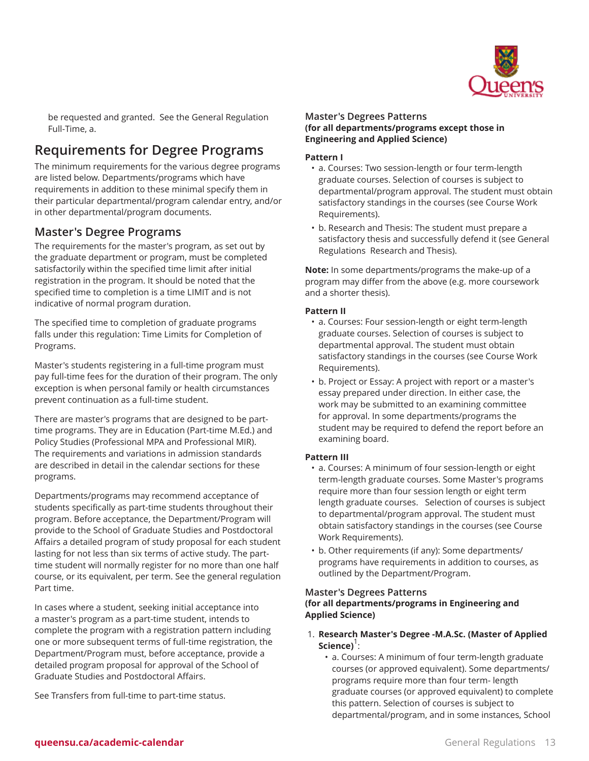be requested and granted.  See the General Regulation Full-Time, a.

## Requirements for Degree Programs

The minimum requirements for the various degree programs are listed below. Departments/programs which have requirements in addition to these minimal specify them in their particular departmental/program calendar entry, and/or in other departmental/program documents.

### Master's Degree Programs

The requirements for the master's program, as set out by the graduate department or program, must be completed satisfactorily within the specified time limit after initial registration in the program. It should be noted that the specified time to completion is a time LIMIT and is not indicative of normal program duration.

The specified time to completion of graduate programs falls under this regulation: Time Limits for Completion of Programs.

Master's students registering in a full-time program must pay full-time fees for the duration of their program. The only exception is when personal family or health circumstances prevent continuation as a full-time student.

There are master's programs that are designed to be part-time programs. They are in Education (Part-time M.Ed.) and Policy Studies (Professional MPA and Professional MIR). The requirements and variations in admission standards are described in detail in the calendar sections for these programs.

Departments/programs may recommend acceptance of students specifically as part-time students throughout their program. Before acceptance, the Department/Program will provide to the School of Graduate Studies and Postdoctoral Affairs a detailed program of study proposal for each student lasting for not less than six terms of active study. The part-time student will normally register for no more than one half course, or its equivalent, per term. See the general regulation Part time.

In cases where a student, seeking initial acceptance into a master's program as a part-time student, intends to complete the program with a registration pattern including one or more subsequent terms of full-time registration, the Department/Program must, before acceptance, provide a detailed program proposal for approval of the School of Graduate Studies and Postdoctoral Affairs.

See Transfers from full-time to part-time status.

#### Master's Degrees Patterns
**(for all departments/programs except those in Engineering and Applied Science)**

**Pattern I**

- a. Courses: Two session-length or four term-length graduate courses. Selection of courses is subject to departmental/program approval. The student must obtain satisfactory standings in the courses (see Course Work Requirements).
- b. Research and Thesis: The student must prepare a satisfactory thesis and successfully defend it (see General Regulations  Research and Thesis).

**Note:** In some departments/programs the make-up of a program may differ from the above (e.g. more coursework and a shorter thesis).

**Pattern II**

- a. Courses: Four session-length or eight term-length graduate courses. Selection of courses is subject to departmental approval. The student must obtain satisfactory standings in the courses (see Course Work Requirements).
- b. Project or Essay: A project with report or a master's essay prepared under direction. In either case, the work may be submitted to an examining committee for approval. In some departments/programs the student may be required to defend the report before an examining board.

**Pattern III**

- a. Courses: A minimum of four session-length or eight term-length graduate courses. Some Master's programs require more than four session length or eight term length graduate courses.   Selection of courses is subject to departmental/program approval. The student must obtain satisfactory standings in the courses (see Course Work Requirements).
- b. Other requirements (if any): Some departments/programs have requirements in addition to courses, as outlined by the Department/Program.

#### Master's Degrees Patterns
**(for all departments/programs in Engineering and Applied Science)**

1. **Research Master's Degree -M.A.Sc. (Master of Applied Science)**[1]:
    - a. Courses: A minimum of four term-length graduate courses (or approved equivalent). Some departments/programs require more than four term- length graduate courses (or approved equivalent) to complete this pattern. Selection of courses is subject to departmental/program, and in some instances, School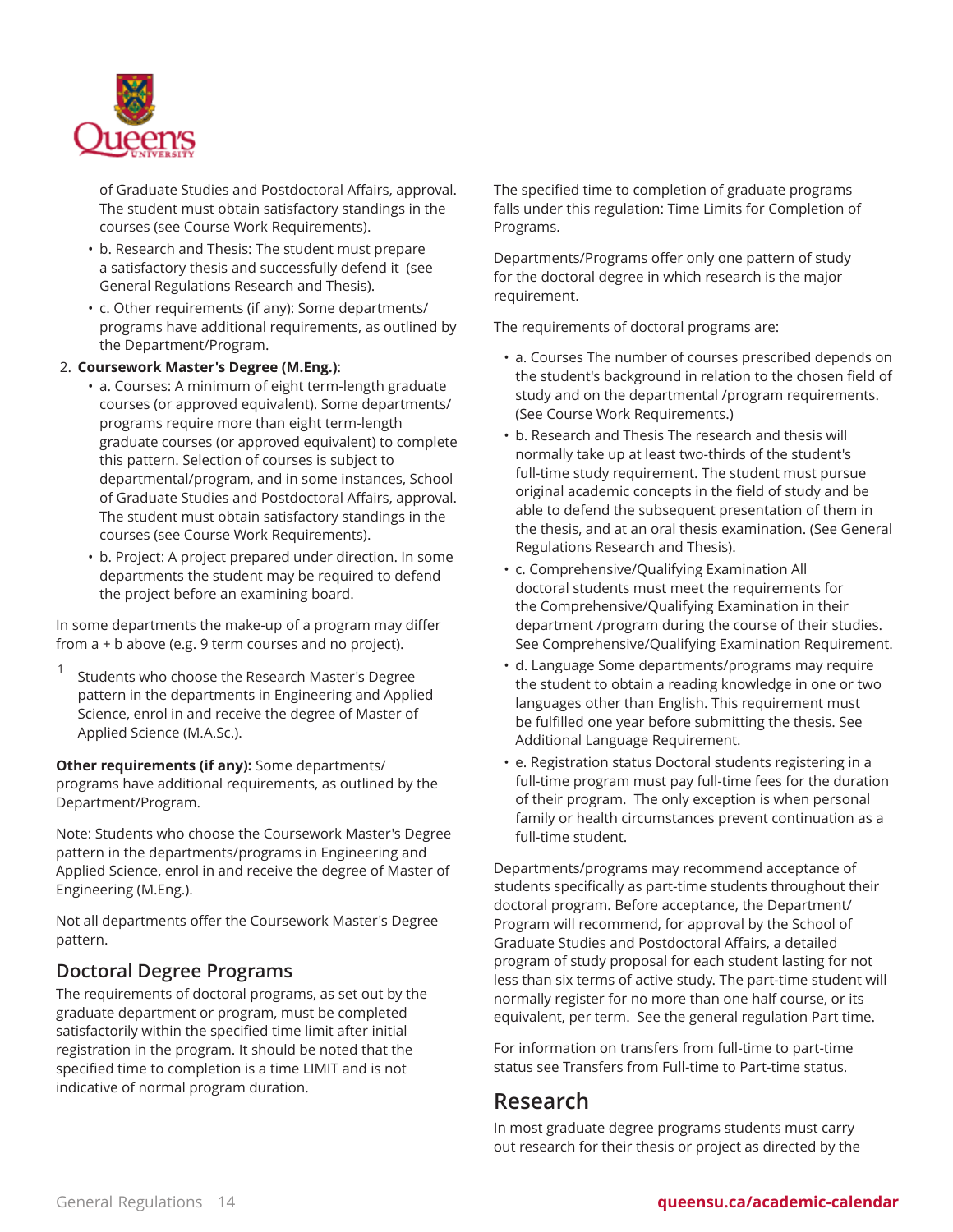of Graduate Studies and Postdoctoral Affairs, approval. The student must obtain satisfactory standings in the courses (see Course Work Requirements).

- b. Research and Thesis: The student must prepare a satisfactory thesis and successfully defend it  (see General Regulations Research and Thesis).
- c. Other requirements (if any): Some departments/ programs have additional requirements, as outlined by the Department/Program.

2. **Coursework Master's Degree (M.Eng.)**:
    - a. Courses: A minimum of eight term-length graduate courses (or approved equivalent). Some departments/ programs require more than eight term-length graduate courses (or approved equivalent) to complete this pattern. Selection of courses is subject to departmental/program, and in some instances, School of Graduate Studies and Postdoctoral Affairs, approval. The student must obtain satisfactory standings in the courses (see Course Work Requirements).
    - b. Project: A project prepared under direction. In some departments the student may be required to defend the project before an examining board.

In some departments the make-up of a program may differ from a + b above (e.g. 9 term courses and no project).

[1] Students who choose the Research Master's Degree pattern in the departments in Engineering and Applied Science, enrol in and receive the degree of Master of Applied Science (M.A.Sc.).

**Other requirements (if any):** Some departments/ programs have additional requirements, as outlined by the Department/Program.

Note: Students who choose the Coursework Master's Degree pattern in the departments/programs in Engineering and Applied Science, enrol in and receive the degree of Master of Engineering (M.Eng.).

Not all departments offer the Coursework Master's Degree pattern.

## Doctoral Degree Programs

The requirements of doctoral programs, as set out by the graduate department or program, must be completed satisfactorily within the specified time limit after initial registration in the program. It should be noted that the specified time to completion is a time LIMIT and is not indicative of normal program duration.

The specified time to completion of graduate programs falls under this regulation: Time Limits for Completion of Programs.

Departments/Programs offer only one pattern of study for the doctoral degree in which research is the major requirement.

The requirements of doctoral programs are:

- a. Courses The number of courses prescribed depends on the student's background in relation to the chosen field of study and on the departmental /program requirements. (See Course Work Requirements.)
- b. Research and Thesis The research and thesis will normally take up at least two-thirds of the student's full-time study requirement. The student must pursue original academic concepts in the field of study and be able to defend the subsequent presentation of them in the thesis, and at an oral thesis examination. (See General Regulations Research and Thesis).
- c. Comprehensive/Qualifying Examination All doctoral students must meet the requirements for the Comprehensive/Qualifying Examination in their department /program during the course of their studies. See Comprehensive/Qualifying Examination Requirement.
- d. Language Some departments/programs may require the student to obtain a reading knowledge in one or two languages other than English. This requirement must be fulfilled one year before submitting the thesis. See Additional Language Requirement.
- e. Registration status Doctoral students registering in a full-time program must pay full-time fees for the duration of their program.  The only exception is when personal family or health circumstances prevent continuation as a full-time student.

Departments/programs may recommend acceptance of students specifically as part-time students throughout their doctoral program. Before acceptance, the Department/ Program will recommend, for approval by the School of Graduate Studies and Postdoctoral Affairs, a detailed program of study proposal for each student lasting for not less than six terms of active study. The part-time student will normally register for no more than one half course, or its equivalent, per term.  See the general regulation Part time.

For information on transfers from full-time to part-time status see Transfers from Full-time to Part-time status.

## Research

In most graduate degree programs students must carry out research for their thesis or project as directed by the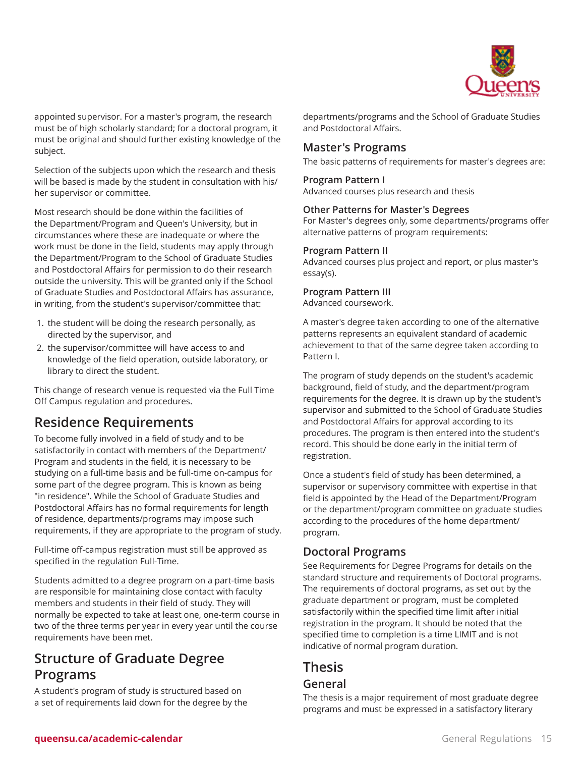appointed supervisor. For a master's program, the research must be of high scholarly standard; for a doctoral program, it must be original and should further existing knowledge of the subject.

Selection of the subjects upon which the research and thesis will be based is made by the student in consultation with his/her supervisor or committee.

Most research should be done within the facilities of the Department/Program and Queen's University, but in circumstances where these are inadequate or where the work must be done in the field, students may apply through the Department/Program to the School of Graduate Studies and Postdoctoral Affairs for permission to do their research outside the university. This will be granted only if the School of Graduate Studies and Postdoctoral Affairs has assurance, in writing, from the student's supervisor/committee that:

1. the student will be doing the research personally, as directed by the supervisor, and
2. the supervisor/committee will have access to and knowledge of the field operation, outside laboratory, or library to direct the student.

This change of research venue is requested via the Full Time Off Campus regulation and procedures.

## Residence Requirements

To become fully involved in a field of study and to be satisfactorily in contact with members of the Department/Program and students in the field, it is necessary to be studying on a full-time basis and be full-time on-campus for some part of the degree program. This is known as being "in residence". While the School of Graduate Studies and Postdoctoral Affairs has no formal requirements for length of residence, departments/programs may impose such requirements, if they are appropriate to the program of study.

Full-time off-campus registration must still be approved as specified in the regulation Full-Time.

Students admitted to a degree program on a part-time basis are responsible for maintaining close contact with faculty members and students in their field of study. They will normally be expected to take at least one, one-term course in two of the three terms per year in every year until the course requirements have been met.

## Structure of Graduate Degree Programs

A student's program of study is structured based on a set of requirements laid down for the degree by the departments/programs and the School of Graduate Studies and Postdoctoral Affairs.

### Master's Programs

The basic patterns of requirements for master's degrees are:

#### Program Pattern I

Advanced courses plus research and thesis

#### Other Patterns for Master's Degrees

For Master's degrees only, some departments/programs offer alternative patterns of program requirements:

#### Program Pattern II

Advanced courses plus project and report, or plus master's essay(s).

#### Program Pattern III

Advanced coursework.

A master's degree taken according to one of the alternative patterns represents an equivalent standard of academic achievement to that of the same degree taken according to Pattern I.

The program of study depends on the student's academic background, field of study, and the department/program requirements for the degree. It is drawn up by the student's supervisor and submitted to the School of Graduate Studies and Postdoctoral Affairs for approval according to its procedures. The program is then entered into the student's record. This should be done early in the initial term of registration.

Once a student's field of study has been determined, a supervisor or supervisory committee with expertise in that field is appointed by the Head of the Department/Program or the department/program committee on graduate studies according to the procedures of the home department/program.

### Doctoral Programs

See Requirements for Degree Programs for details on the standard structure and requirements of Doctoral programs. The requirements of doctoral programs, as set out by the graduate department or program, must be completed satisfactorily within the specified time limit after initial registration in the program. It should be noted that the specified time to completion is a time LIMIT and is not indicative of normal program duration.

## Thesis

### General

The thesis is a major requirement of most graduate degree programs and must be expressed in a satisfactory literary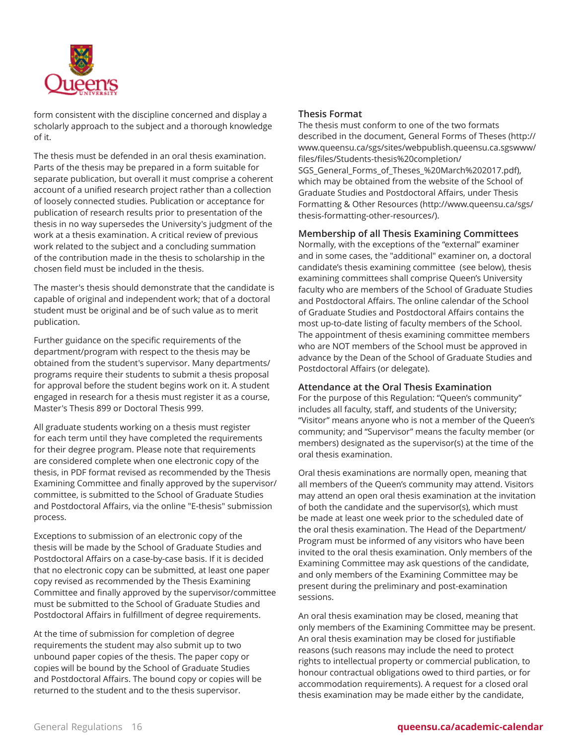form consistent with the discipline concerned and display a scholarly approach to the subject and a thorough knowledge of it.

The thesis must be defended in an oral thesis examination. Parts of the thesis may be prepared in a form suitable for separate publication, but overall it must comprise a coherent account of a unified research project rather than a collection of loosely connected studies. Publication or acceptance for publication of research results prior to presentation of the thesis in no way supersedes the University's judgment of the work at a thesis examination. A critical review of previous work related to the subject and a concluding summation of the contribution made in the thesis to scholarship in the chosen field must be included in the thesis.

The master's thesis should demonstrate that the candidate is capable of original and independent work; that of a doctoral student must be original and be of such value as to merit publication.

Further guidance on the specific requirements of the department/program with respect to the thesis may be obtained from the student's supervisor. Many departments/programs require their students to submit a thesis proposal for approval before the student begins work on it. A student engaged in research for a thesis must register it as a course, Master's Thesis 899 or Doctoral Thesis 999.

All graduate students working on a thesis must register for each term until they have completed the requirements for their degree program. Please note that requirements are considered complete when one electronic copy of the thesis, in PDF format revised as recommended by the Thesis Examining Committee and finally approved by the supervisor/committee, is submitted to the School of Graduate Studies and Postdoctoral Affairs, via the online "E-thesis" submission process.

Exceptions to submission of an electronic copy of the thesis will be made by the School of Graduate Studies and Postdoctoral Affairs on a case-by-case basis. If it is decided that no electronic copy can be submitted, at least one paper copy revised as recommended by the Thesis Examining Committee and finally approved by the supervisor/committee must be submitted to the School of Graduate Studies and Postdoctoral Affairs in fulfillment of degree requirements.

At the time of submission for completion of degree requirements the student may also submit up to two unbound paper copies of the thesis. The paper copy or copies will be bound by the School of Graduate Studies and Postdoctoral Affairs. The bound copy or copies will be returned to the student and to the thesis supervisor.

### Thesis Format

The thesis must conform to one of the two formats described in the document, General Forms of Theses (http://www.queensu.ca/sgs/sites/webpublish.queensu.ca.sgswww/files/files/Students-thesis%20completion/SGS_General_Forms_of_Theses_%20March%202017.pdf), which may be obtained from the website of the School of Graduate Studies and Postdoctoral Affairs, under Thesis Formatting & Other Resources (http://www.queensu.ca/sgs/thesis-formatting-other-resources/).

### Membership of all Thesis Examining Committees

Normally, with the exceptions of the "external" examiner and in some cases, the "additional" examiner on, a doctoral candidate's thesis examining committee (see below), thesis examining committees shall comprise Queen's University faculty who are members of the School of Graduate Studies and Postdoctoral Affairs. The online calendar of the School of Graduate Studies and Postdoctoral Affairs contains the most up-to-date listing of faculty members of the School. The appointment of thesis examining committee members who are NOT members of the School must be approved in advance by the Dean of the School of Graduate Studies and Postdoctoral Affairs (or delegate).

### Attendance at the Oral Thesis Examination

For the purpose of this Regulation: "Queen's community" includes all faculty, staff, and students of the University; "Visitor" means anyone who is not a member of the Queen's community; and "Supervisor" means the faculty member (or members) designated as the supervisor(s) at the time of the oral thesis examination.

Oral thesis examinations are normally open, meaning that all members of the Queen's community may attend. Visitors may attend an open oral thesis examination at the invitation of both the candidate and the supervisor(s), which must be made at least one week prior to the scheduled date of the oral thesis examination. The Head of the Department/Program must be informed of any visitors who have been invited to the oral thesis examination. Only members of the Examining Committee may ask questions of the candidate, and only members of the Examining Committee may be present during the preliminary and post-examination sessions.

An oral thesis examination may be closed, meaning that only members of the Examining Committee may be present. An oral thesis examination may be closed for justifiable reasons (such reasons may include the need to protect rights to intellectual property or commercial publication, to honour contractual obligations owed to third parties, or for accommodation requirements). A request for a closed oral thesis examination may be made either by the candidate,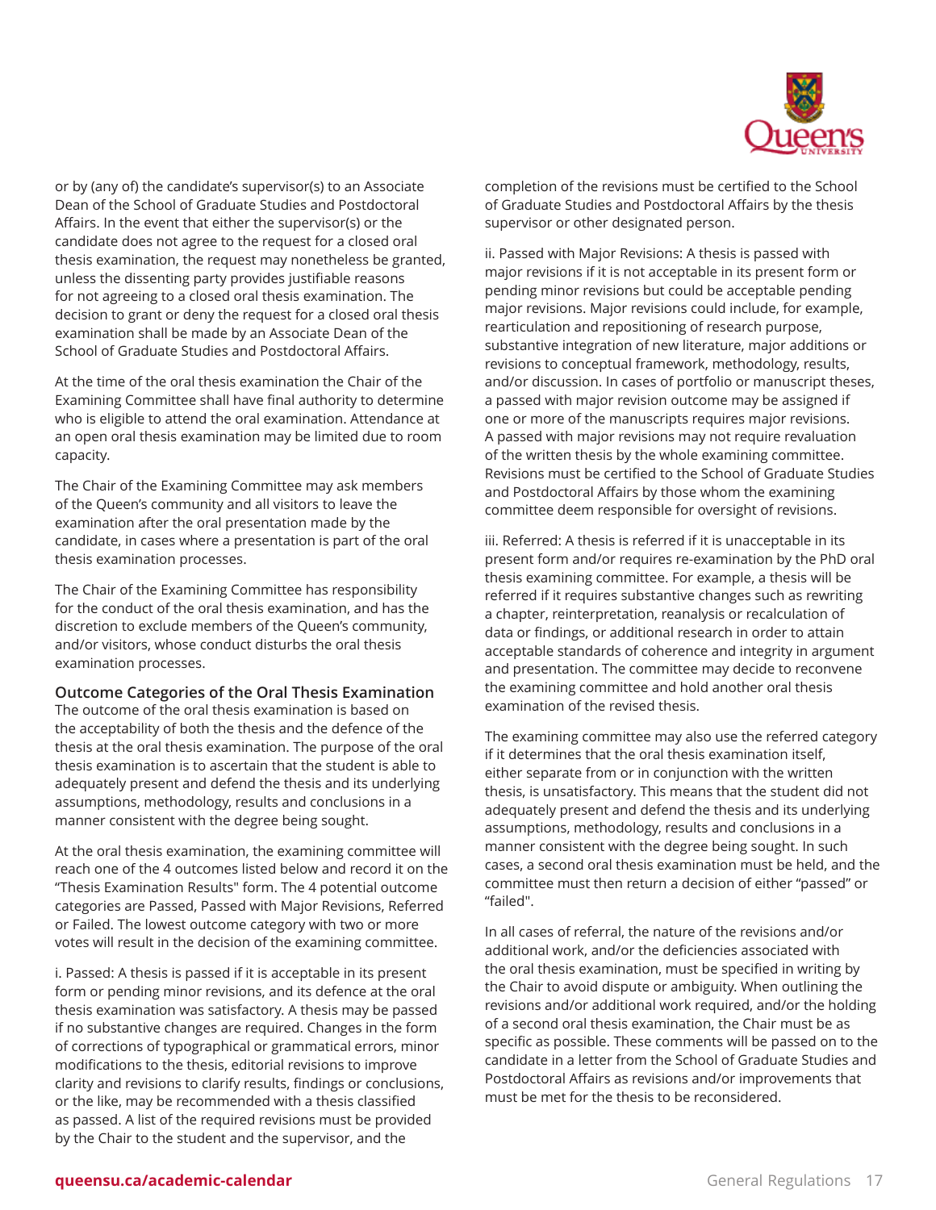or by (any of) the candidate's supervisor(s) to an Associate Dean of the School of Graduate Studies and Postdoctoral Affairs. In the event that either the supervisor(s) or the candidate does not agree to the request for a closed oral thesis examination, the request may nonetheless be granted, unless the dissenting party provides justifiable reasons for not agreeing to a closed oral thesis examination. The decision to grant or deny the request for a closed oral thesis examination shall be made by an Associate Dean of the School of Graduate Studies and Postdoctoral Affairs.

At the time of the oral thesis examination the Chair of the Examining Committee shall have final authority to determine who is eligible to attend the oral examination. Attendance at an open oral thesis examination may be limited due to room capacity.

The Chair of the Examining Committee may ask members of the Queen's community and all visitors to leave the examination after the oral presentation made by the candidate, in cases where a presentation is part of the oral thesis examination processes.

The Chair of the Examining Committee has responsibility for the conduct of the oral thesis examination, and has the discretion to exclude members of the Queen's community, and/or visitors, whose conduct disturbs the oral thesis examination processes.

### Outcome Categories of the Oral Thesis Examination

The outcome of the oral thesis examination is based on the acceptability of both the thesis and the defence of the thesis at the oral thesis examination. The purpose of the oral thesis examination is to ascertain that the student is able to adequately present and defend the thesis and its underlying assumptions, methodology, results and conclusions in a manner consistent with the degree being sought.

At the oral thesis examination, the examining committee will reach one of the 4 outcomes listed below and record it on the "Thesis Examination Results" form. The 4 potential outcome categories are Passed, Passed with Major Revisions, Referred or Failed. The lowest outcome category with two or more votes will result in the decision of the examining committee.

i. Passed: A thesis is passed if it is acceptable in its present form or pending minor revisions, and its defence at the oral thesis examination was satisfactory. A thesis may be passed if no substantive changes are required. Changes in the form of corrections of typographical or grammatical errors, minor modifications to the thesis, editorial revisions to improve clarity and revisions to clarify results, findings or conclusions, or the like, may be recommended with a thesis classified as passed. A list of the required revisions must be provided by the Chair to the student and the supervisor, and the completion of the revisions must be certified to the School of Graduate Studies and Postdoctoral Affairs by the thesis supervisor or other designated person.

ii. Passed with Major Revisions: A thesis is passed with major revisions if it is not acceptable in its present form or pending minor revisions but could be acceptable pending major revisions. Major revisions could include, for example, rearticulation and repositioning of research purpose, substantive integration of new literature, major additions or revisions to conceptual framework, methodology, results, and/or discussion. In cases of portfolio or manuscript theses, a passed with major revision outcome may be assigned if one or more of the manuscripts requires major revisions. A passed with major revisions may not require revaluation of the written thesis by the whole examining committee. Revisions must be certified to the School of Graduate Studies and Postdoctoral Affairs by those whom the examining committee deem responsible for oversight of revisions.

iii. Referred: A thesis is referred if it is unacceptable in its present form and/or requires re-examination by the PhD oral thesis examining committee. For example, a thesis will be referred if it requires substantive changes such as rewriting a chapter, reinterpretation, reanalysis or recalculation of data or findings, or additional research in order to attain acceptable standards of coherence and integrity in argument and presentation. The committee may decide to reconvene the examining committee and hold another oral thesis examination of the revised thesis.

The examining committee may also use the referred category if it determines that the oral thesis examination itself, either separate from or in conjunction with the written thesis, is unsatisfactory. This means that the student did not adequately present and defend the thesis and its underlying assumptions, methodology, results and conclusions in a manner consistent with the degree being sought. In such cases, a second oral thesis examination must be held, and the committee must then return a decision of either "passed" or "failed".

In all cases of referral, the nature of the revisions and/or additional work, and/or the deficiencies associated with the oral thesis examination, must be specified in writing by the Chair to avoid dispute or ambiguity. When outlining the revisions and/or additional work required, and/or the holding of a second oral thesis examination, the Chair must be as specific as possible. These comments will be passed on to the candidate in a letter from the School of Graduate Studies and Postdoctoral Affairs as revisions and/or improvements that must be met for the thesis to be reconsidered.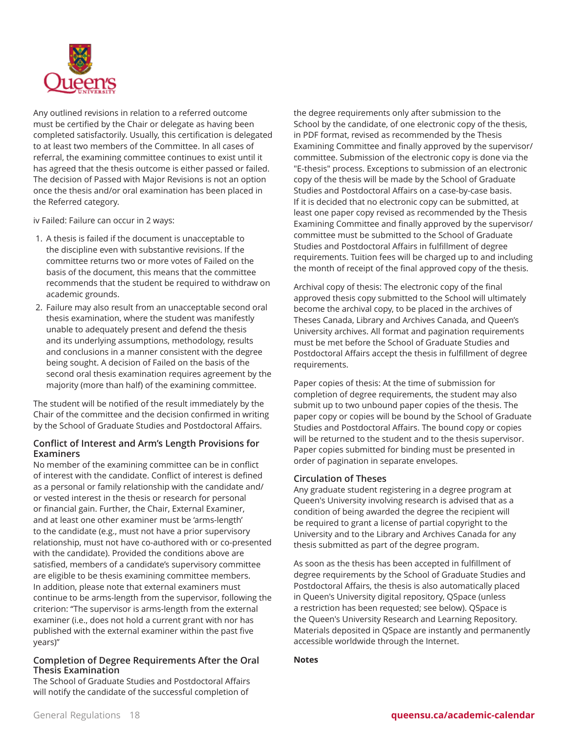Any outlined revisions in relation to a referred outcome must be certified by the Chair or delegate as having been completed satisfactorily. Usually, this certification is delegated to at least two members of the Committee. In all cases of referral, the examining committee continues to exist until it has agreed that the thesis outcome is either passed or failed. The decision of Passed with Major Revisions is not an option once the thesis and/or oral examination has been placed in the Referred category.

iv Failed: Failure can occur in 2 ways:

1. A thesis is failed if the document is unacceptable to the discipline even with substantive revisions. If the committee returns two or more votes of Failed on the basis of the document, this means that the committee recommends that the student be required to withdraw on academic grounds.
2. Failure may also result from an unacceptable second oral thesis examination, where the student was manifestly unable to adequately present and defend the thesis and its underlying assumptions, methodology, results and conclusions in a manner consistent with the degree being sought. A decision of Failed on the basis of the second oral thesis examination requires agreement by the majority (more than half) of the examining committee.

The student will be notified of the result immediately by the Chair of the committee and the decision confirmed in writing by the School of Graduate Studies and Postdoctoral Affairs.

### Conflict of Interest and Arm's Length Provisions for Examiners

No member of the examining committee can be in conflict of interest with the candidate. Conflict of interest is defined as a personal or family relationship with the candidate and/or vested interest in the thesis or research for personal or financial gain. Further, the Chair, External Examiner, and at least one other examiner must be 'arms-length' to the candidate (e.g., must not have a prior supervisory relationship, must not have co-authored with or co-presented with the candidate). Provided the conditions above are satisfied, members of a candidate's supervisory committee are eligible to be thesis examining committee members. In addition, please note that external examiners must continue to be arms-length from the supervisor, following the criterion: "The supervisor is arms-length from the external examiner (i.e., does not hold a current grant with nor has published with the external examiner within the past five years)"

### Completion of Degree Requirements After the Oral Thesis Examination

The School of Graduate Studies and Postdoctoral Affairs will notify the candidate of the successful completion of the degree requirements only after submission to the School by the candidate, of one electronic copy of the thesis, in PDF format, revised as recommended by the Thesis Examining Committee and finally approved by the supervisor/committee. Submission of the electronic copy is done via the "E-thesis" process. Exceptions to submission of an electronic copy of the thesis will be made by the School of Graduate Studies and Postdoctoral Affairs on a case-by-case basis. If it is decided that no electronic copy can be submitted, at least one paper copy revised as recommended by the Thesis Examining Committee and finally approved by the supervisor/committee must be submitted to the School of Graduate Studies and Postdoctoral Affairs in fulfillment of degree requirements. Tuition fees will be charged up to and including the month of receipt of the final approved copy of the thesis.

Archival copy of thesis: The electronic copy of the final approved thesis copy submitted to the School will ultimately become the archival copy, to be placed in the archives of Theses Canada, Library and Archives Canada, and Queen's University archives. All format and pagination requirements must be met before the School of Graduate Studies and Postdoctoral Affairs accept the thesis in fulfillment of degree requirements.

Paper copies of thesis: At the time of submission for completion of degree requirements, the student may also submit up to two unbound paper copies of the thesis. The paper copy or copies will be bound by the School of Graduate Studies and Postdoctoral Affairs. The bound copy or copies will be returned to the student and to the thesis supervisor. Paper copies submitted for binding must be presented in order of pagination in separate envelopes.

### Circulation of Theses

Any graduate student registering in a degree program at Queen's University involving research is advised that as a condition of being awarded the degree the recipient will be required to grant a license of partial copyright to the University and to the Library and Archives Canada for any thesis submitted as part of the degree program.

As soon as the thesis has been accepted in fulfillment of degree requirements by the School of Graduate Studies and Postdoctoral Affairs, the thesis is also automatically placed in Queen's University digital repository, QSpace (unless a restriction has been requested; see below). QSpace is the Queen's University Research and Learning Repository. Materials deposited in QSpace are instantly and permanently accessible worldwide through the Internet.

**Notes**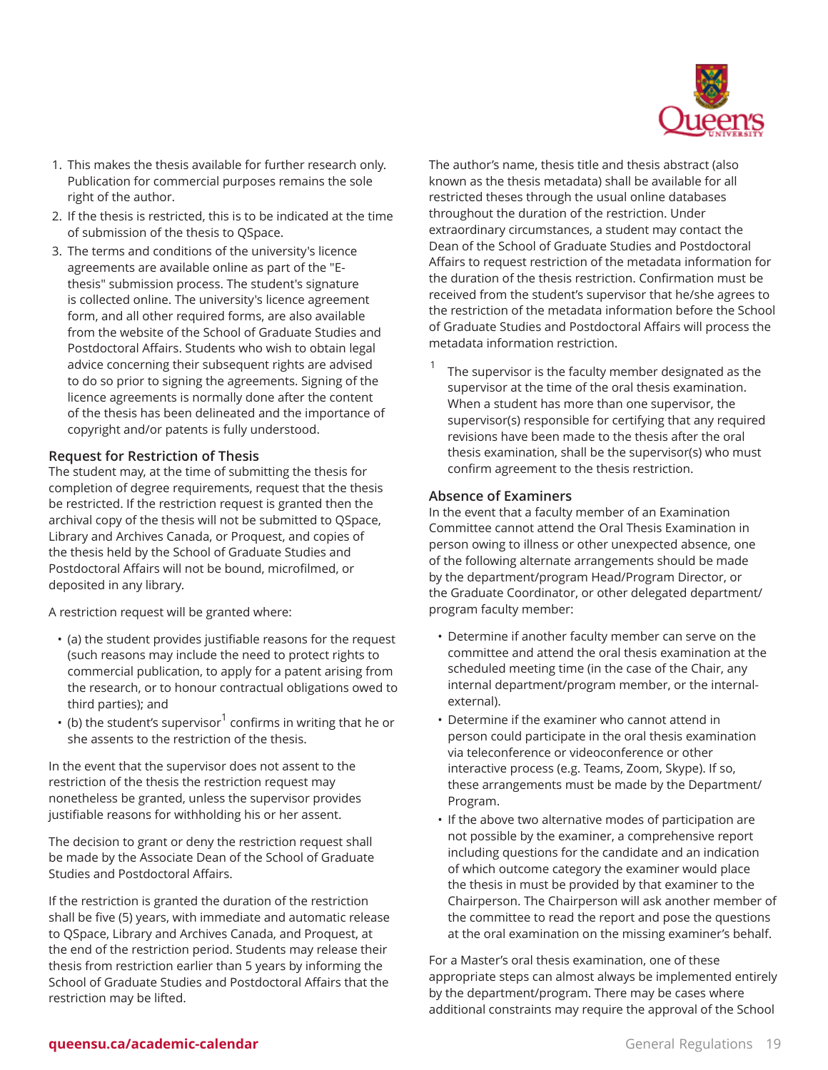1. This makes the thesis available for further research only. Publication for commercial purposes remains the sole right of the author.
2. If the thesis is restricted, this is to be indicated at the time of submission of the thesis to QSpace.
3. The terms and conditions of the university's licence agreements are available online as part of the "E-thesis" submission process. The student's signature is collected online. The university's licence agreement form, and all other required forms, are also available from the website of the School of Graduate Studies and Postdoctoral Affairs. Students who wish to obtain legal advice concerning their subsequent rights are advised to do so prior to signing the agreements. Signing of the licence agreements is normally done after the content of the thesis has been delineated and the importance of copyright and/or patents is fully understood.

### Request for Restriction of Thesis

The student may, at the time of submitting the thesis for completion of degree requirements, request that the thesis be restricted. If the restriction request is granted then the archival copy of the thesis will not be submitted to QSpace, Library and Archives Canada, or Proquest, and copies of the thesis held by the School of Graduate Studies and Postdoctoral Affairs will not be bound, microfilmed, or deposited in any library.

A restriction request will be granted where:

- (a) the student provides justifiable reasons for the request (such reasons may include the need to protect rights to commercial publication, to apply for a patent arising from the research, or to honour contractual obligations owed to third parties); and
- (b) the student's supervisor[1] confirms in writing that he or she assents to the restriction of the thesis.

In the event that the supervisor does not assent to the restriction of the thesis the restriction request may nonetheless be granted, unless the supervisor provides justifiable reasons for withholding his or her assent.

The decision to grant or deny the restriction request shall be made by the Associate Dean of the School of Graduate Studies and Postdoctoral Affairs.

If the restriction is granted the duration of the restriction shall be five (5) years, with immediate and automatic release to QSpace, Library and Archives Canada, and Proquest, at the end of the restriction period. Students may release their thesis from restriction earlier than 5 years by informing the School of Graduate Studies and Postdoctoral Affairs that the restriction may be lifted.

The author's name, thesis title and thesis abstract (also known as the thesis metadata) shall be available for all restricted theses through the usual online databases throughout the duration of the restriction. Under extraordinary circumstances, a student may contact the Dean of the School of Graduate Studies and Postdoctoral Affairs to request restriction of the metadata information for the duration of the thesis restriction. Confirmation must be received from the student's supervisor that he/she agrees to the restriction of the metadata information before the School of Graduate Studies and Postdoctoral Affairs will process the metadata information restriction.

[1] The supervisor is the faculty member designated as the supervisor at the time of the oral thesis examination. When a student has more than one supervisor, the supervisor(s) responsible for certifying that any required revisions have been made to the thesis after the oral thesis examination, shall be the supervisor(s) who must confirm agreement to the thesis restriction.

### Absence of Examiners

In the event that a faculty member of an Examination Committee cannot attend the Oral Thesis Examination in person owing to illness or other unexpected absence, one of the following alternate arrangements should be made by the department/program Head/Program Director, or the Graduate Coordinator, or other delegated department/program faculty member:

- Determine if another faculty member can serve on the committee and attend the oral thesis examination at the scheduled meeting time (in the case of the Chair, any internal department/program member, or the internal-external).
- Determine if the examiner who cannot attend in person could participate in the oral thesis examination via teleconference or videoconference or other interactive process (e.g. Teams, Zoom, Skype). If so, these arrangements must be made by the Department/Program.
- If the above two alternative modes of participation are not possible by the examiner, a comprehensive report including questions for the candidate and an indication of which outcome category the examiner would place the thesis in must be provided by that examiner to the Chairperson. The Chairperson will ask another member of the committee to read the report and pose the questions at the oral examination on the missing examiner's behalf.

For a Master's oral thesis examination, one of these appropriate steps can almost always be implemented entirely by the department/program. There may be cases where additional constraints may require the approval of the School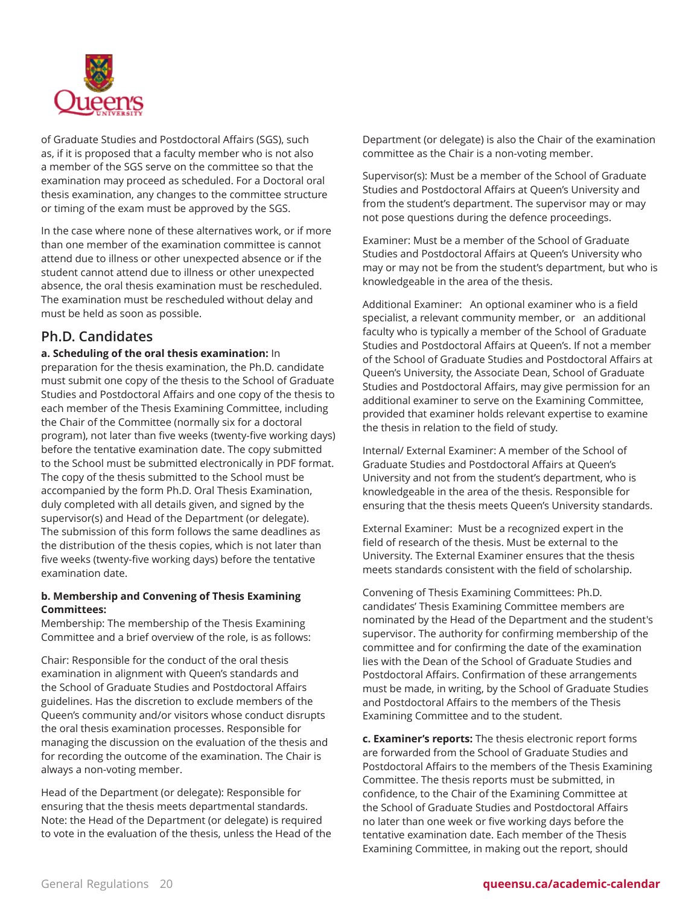of Graduate Studies and Postdoctoral Affairs (SGS), such as, if it is proposed that a faculty member who is not also a member of the SGS serve on the committee so that the examination may proceed as scheduled. For a Doctoral oral thesis examination, any changes to the committee structure or timing of the exam must be approved by the SGS.

In the case where none of these alternatives work, or if more than one member of the examination committee is cannot attend due to illness or other unexpected absence or if the student cannot attend due to illness or other unexpected absence, the oral thesis examination must be rescheduled. The examination must be rescheduled without delay and must be held as soon as possible.

## Ph.D. Candidates

**a. Scheduling of the oral thesis examination:** In preparation for the thesis examination, the Ph.D. candidate must submit one copy of the thesis to the School of Graduate Studies and Postdoctoral Affairs and one copy of the thesis to each member of the Thesis Examining Committee, including the Chair of the Committee (normally six for a doctoral program), not later than five weeks (twenty-five working days) before the tentative examination date. The copy submitted to the School must be submitted electronically in PDF format. The copy of the thesis submitted to the School must be accompanied by the form Ph.D. Oral Thesis Examination, duly completed with all details given, and signed by the supervisor(s) and Head of the Department (or delegate). The submission of this form follows the same deadlines as the distribution of the thesis copies, which is not later than five weeks (twenty-five working days) before the tentative examination date.

**b. Membership and Convening of Thesis Examining Committees:**
Membership: The membership of the Thesis Examining Committee and a brief overview of the role, is as follows:

Chair: Responsible for the conduct of the oral thesis examination in alignment with Queen's standards and the School of Graduate Studies and Postdoctoral Affairs guidelines. Has the discretion to exclude members of the Queen's community and/or visitors whose conduct disrupts the oral thesis examination processes. Responsible for managing the discussion on the evaluation of the thesis and for recording the outcome of the examination. The Chair is always a non-voting member.

Head of the Department (or delegate): Responsible for ensuring that the thesis meets departmental standards. Note: the Head of the Department (or delegate) is required to vote in the evaluation of the thesis, unless the Head of the Department (or delegate) is also the Chair of the examination committee as the Chair is a non-voting member.

Supervisor(s): Must be a member of the School of Graduate Studies and Postdoctoral Affairs at Queen's University and from the student's department. The supervisor may or may not pose questions during the defence proceedings.

Examiner: Must be a member of the School of Graduate Studies and Postdoctoral Affairs at Queen's University who may or may not be from the student's department, but who is knowledgeable in the area of the thesis.

Additional Examiner: An optional examiner who is a field specialist, a relevant community member, or an additional faculty who is typically a member of the School of Graduate Studies and Postdoctoral Affairs at Queen's. If not a member of the School of Graduate Studies and Postdoctoral Affairs at Queen's University, the Associate Dean, School of Graduate Studies and Postdoctoral Affairs, may give permission for an additional examiner to serve on the Examining Committee, provided that examiner holds relevant expertise to examine the thesis in relation to the field of study.

Internal/ External Examiner: A member of the School of Graduate Studies and Postdoctoral Affairs at Queen's University and not from the student's department, who is knowledgeable in the area of the thesis. Responsible for ensuring that the thesis meets Queen's University standards.

External Examiner: Must be a recognized expert in the field of research of the thesis. Must be external to the University. The External Examiner ensures that the thesis meets standards consistent with the field of scholarship.

Convening of Thesis Examining Committees: Ph.D. candidates' Thesis Examining Committee members are nominated by the Head of the Department and the student's supervisor. The authority for confirming membership of the committee and for confirming the date of the examination lies with the Dean of the School of Graduate Studies and Postdoctoral Affairs. Confirmation of these arrangements must be made, in writing, by the School of Graduate Studies and Postdoctoral Affairs to the members of the Thesis Examining Committee and to the student.

**c. Examiner's reports:** The thesis electronic report forms are forwarded from the School of Graduate Studies and Postdoctoral Affairs to the members of the Thesis Examining Committee. The thesis reports must be submitted, in confidence, to the Chair of the Examining Committee at the School of Graduate Studies and Postdoctoral Affairs no later than one week or five working days before the tentative examination date. Each member of the Thesis Examining Committee, in making out the report, should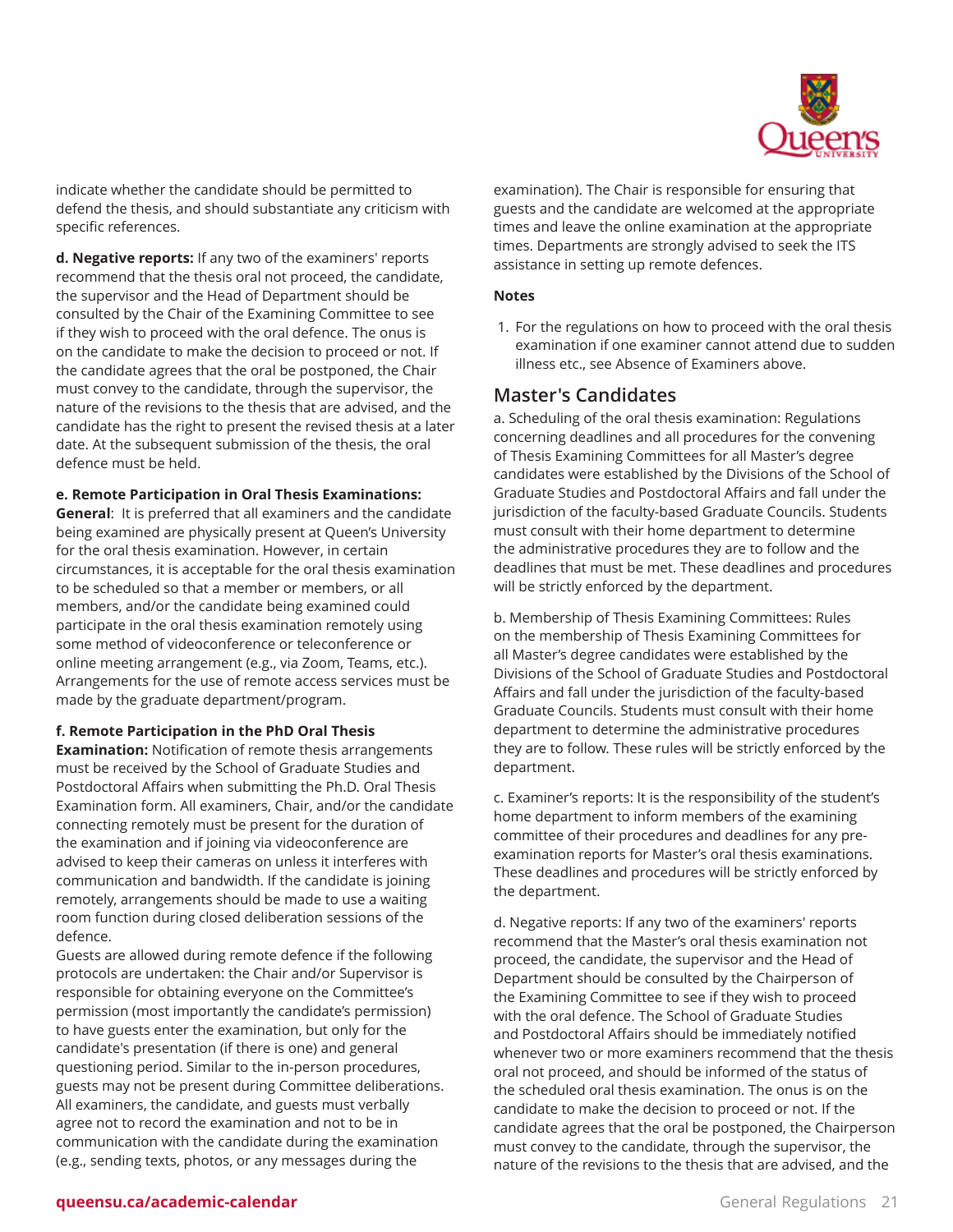indicate whether the candidate should be permitted to defend the thesis, and should substantiate any criticism with specific references.

**d. Negative reports:** If any two of the examiners' reports recommend that the thesis oral not proceed, the candidate, the supervisor and the Head of Department should be consulted by the Chair of the Examining Committee to see if they wish to proceed with the oral defence. The onus is on the candidate to make the decision to proceed or not. If the candidate agrees that the oral be postponed, the Chair must convey to the candidate, through the supervisor, the nature of the revisions to the thesis that are advised, and the candidate has the right to present the revised thesis at a later date. At the subsequent submission of the thesis, the oral defence must be held.

**e. Remote Participation in Oral Thesis Examinations:**
**General**: It is preferred that all examiners and the candidate being examined are physically present at Queen's University for the oral thesis examination. However, in certain circumstances, it is acceptable for the oral thesis examination to be scheduled so that a member or members, or all members, and/or the candidate being examined could participate in the oral thesis examination remotely using some method of videoconference or teleconference or online meeting arrangement (e.g., via Zoom, Teams, etc.). Arrangements for the use of remote access services must be made by the graduate department/program.

**f. Remote Participation in the PhD Oral Thesis Examination:** Notification of remote thesis arrangements must be received by the School of Graduate Studies and Postdoctoral Affairs when submitting the Ph.D. Oral Thesis Examination form. All examiners, Chair, and/or the candidate connecting remotely must be present for the duration of the examination and if joining via videoconference are advised to keep their cameras on unless it interferes with communication and bandwidth. If the candidate is joining remotely, arrangements should be made to use a waiting room function during closed deliberation sessions of the defence.
Guests are allowed during remote defence if the following protocols are undertaken: the Chair and/or Supervisor is responsible for obtaining everyone on the Committee's permission (most importantly the candidate's permission) to have guests enter the examination, but only for the candidate's presentation (if there is one) and general questioning period. Similar to the in-person procedures, guests may not be present during Committee deliberations. All examiners, the candidate, and guests must verbally agree not to record the examination and not to be in communication with the candidate during the examination (e.g., sending texts, photos, or any messages during the examination). The Chair is responsible for ensuring that guests and the candidate are welcomed at the appropriate times and leave the online examination at the appropriate times. Departments are strongly advised to seek the ITS assistance in setting up remote defences.

**Notes**

1. For the regulations on how to proceed with the oral thesis examination if one examiner cannot attend due to sudden illness etc., see Absence of Examiners above.

## Master's Candidates

a. Scheduling of the oral thesis examination: Regulations concerning deadlines and all procedures for the convening of Thesis Examining Committees for all Master's degree candidates were established by the Divisions of the School of Graduate Studies and Postdoctoral Affairs and fall under the jurisdiction of the faculty-based Graduate Councils. Students must consult with their home department to determine the administrative procedures they are to follow and the deadlines that must be met. These deadlines and procedures will be strictly enforced by the department.

b. Membership of Thesis Examining Committees: Rules on the membership of Thesis Examining Committees for all Master's degree candidates were established by the Divisions of the School of Graduate Studies and Postdoctoral Affairs and fall under the jurisdiction of the faculty-based Graduate Councils. Students must consult with their home department to determine the administrative procedures they are to follow. These rules will be strictly enforced by the department.

c. Examiner's reports: It is the responsibility of the student's home department to inform members of the examining committee of their procedures and deadlines for any pre-examination reports for Master's oral thesis examinations. These deadlines and procedures will be strictly enforced by the department.

d. Negative reports: If any two of the examiners' reports recommend that the Master's oral thesis examination not proceed, the candidate, the supervisor and the Head of Department should be consulted by the Chairperson of the Examining Committee to see if they wish to proceed with the oral defence. The School of Graduate Studies and Postdoctoral Affairs should be immediately notified whenever two or more examiners recommend that the thesis oral not proceed, and should be informed of the status of the scheduled oral thesis examination. The onus is on the candidate to make the decision to proceed or not. If the candidate agrees that the oral be postponed, the Chairperson must convey to the candidate, through the supervisor, the nature of the revisions to the thesis that are advised, and the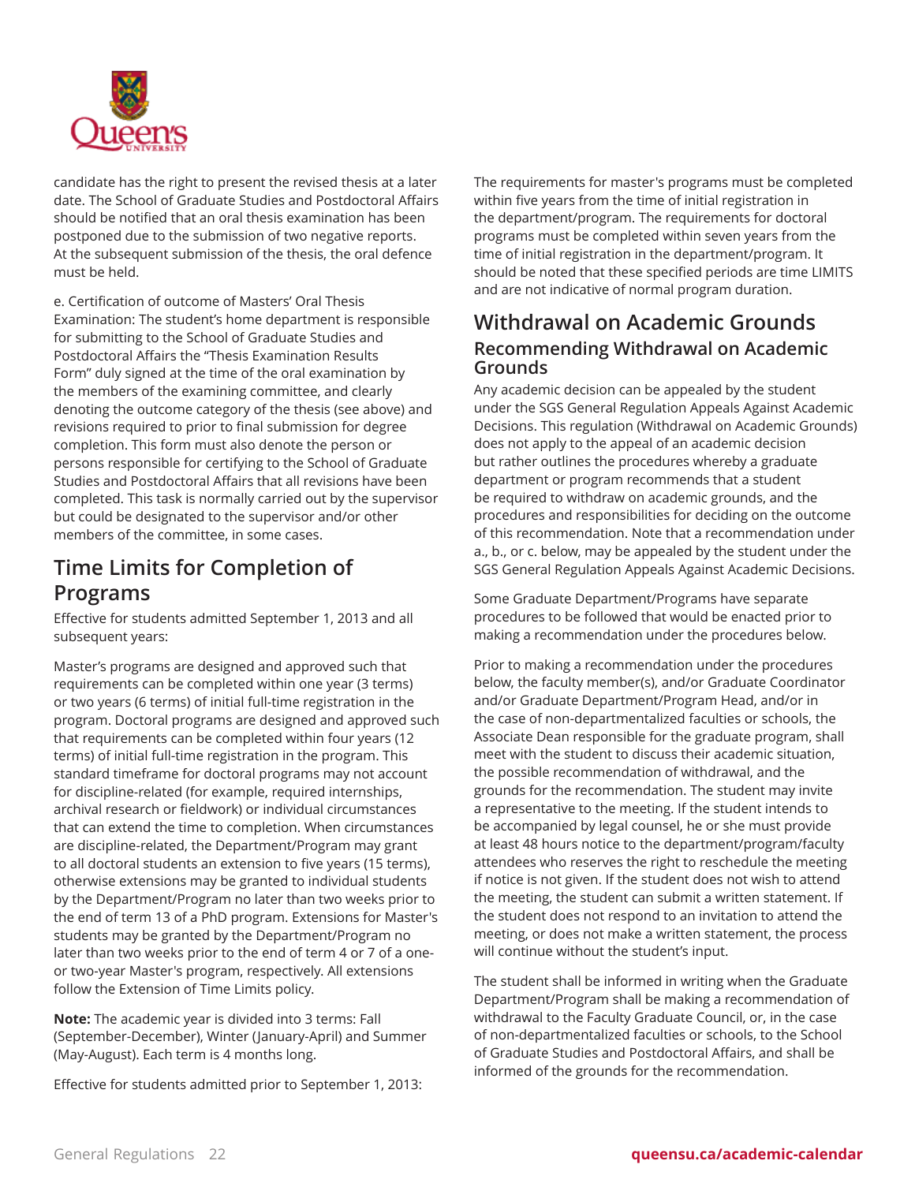candidate has the right to present the revised thesis at a later date. The School of Graduate Studies and Postdoctoral Affairs should be notified that an oral thesis examination has been postponed due to the submission of two negative reports. At the subsequent submission of the thesis, the oral defence must be held.

e. Certification of outcome of Masters' Oral Thesis Examination: The student's home department is responsible for submitting to the School of Graduate Studies and Postdoctoral Affairs the "Thesis Examination Results Form" duly signed at the time of the oral examination by the members of the examining committee, and clearly denoting the outcome category of the thesis (see above) and revisions required to prior to final submission for degree completion. This form must also denote the person or persons responsible for certifying to the School of Graduate Studies and Postdoctoral Affairs that all revisions have been completed. This task is normally carried out by the supervisor but could be designated to the supervisor and/or other members of the committee, in some cases.

## Time Limits for Completion of Programs

Effective for students admitted September 1, 2013 and all subsequent years:

Master's programs are designed and approved such that requirements can be completed within one year (3 terms) or two years (6 terms) of initial full-time registration in the program. Doctoral programs are designed and approved such that requirements can be completed within four years (12 terms) of initial full-time registration in the program. This standard timeframe for doctoral programs may not account for discipline-related (for example, required internships, archival research or fieldwork) or individual circumstances that can extend the time to completion. When circumstances are discipline-related, the Department/Program may grant to all doctoral students an extension to five years (15 terms), otherwise extensions may be granted to individual students by the Department/Program no later than two weeks prior to the end of term 13 of a PhD program. Extensions for Master's students may be granted by the Department/Program no later than two weeks prior to the end of term 4 or 7 of a one- or two-year Master's program, respectively. All extensions follow the Extension of Time Limits policy.

**Note:** The academic year is divided into 3 terms: Fall (September-December), Winter (January-April) and Summer (May-August). Each term is 4 months long.

Effective for students admitted prior to September 1, 2013:

The requirements for master's programs must be completed within five years from the time of initial registration in the department/program. The requirements for doctoral programs must be completed within seven years from the time of initial registration in the department/program. It should be noted that these specified periods are time LIMITS and are not indicative of normal program duration.

## Withdrawal on Academic Grounds

### Recommending Withdrawal on Academic Grounds

Any academic decision can be appealed by the student under the SGS General Regulation Appeals Against Academic Decisions. This regulation (Withdrawal on Academic Grounds) does not apply to the appeal of an academic decision but rather outlines the procedures whereby a graduate department or program recommends that a student be required to withdraw on academic grounds, and the procedures and responsibilities for deciding on the outcome of this recommendation. Note that a recommendation under a., b., or c. below, may be appealed by the student under the SGS General Regulation Appeals Against Academic Decisions.

Some Graduate Department/Programs have separate procedures to be followed that would be enacted prior to making a recommendation under the procedures below.

Prior to making a recommendation under the procedures below, the faculty member(s), and/or Graduate Coordinator and/or Graduate Department/Program Head, and/or in the case of non-departmentalized faculties or schools, the Associate Dean responsible for the graduate program, shall meet with the student to discuss their academic situation, the possible recommendation of withdrawal, and the grounds for the recommendation. The student may invite a representative to the meeting. If the student intends to be accompanied by legal counsel, he or she must provide at least 48 hours notice to the department/program/faculty attendees who reserves the right to reschedule the meeting if notice is not given. If the student does not wish to attend the meeting, the student can submit a written statement. If the student does not respond to an invitation to attend the meeting, or does not make a written statement, the process will continue without the student's input.

The student shall be informed in writing when the Graduate Department/Program shall be making a recommendation of withdrawal to the Faculty Graduate Council, or, in the case of non-departmentalized faculties or schools, to the School of Graduate Studies and Postdoctoral Affairs, and shall be informed of the grounds for the recommendation.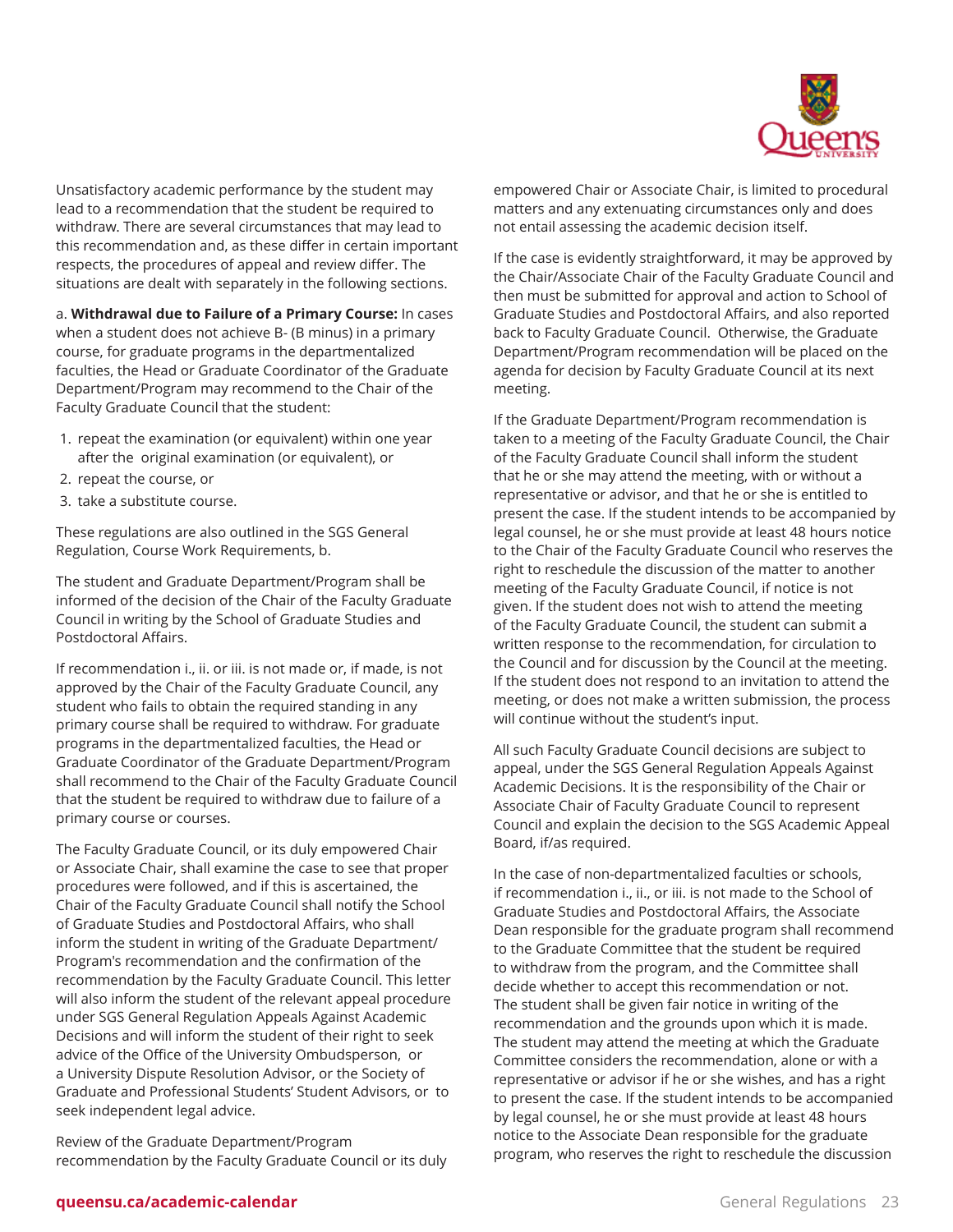Unsatisfactory academic performance by the student may lead to a recommendation that the student be required to withdraw. There are several circumstances that may lead to this recommendation and, as these differ in certain important respects, the procedures of appeal and review differ. The situations are dealt with separately in the following sections.

a. **Withdrawal due to Failure of a Primary Course:** In cases when a student does not achieve B- (B minus) in a primary course, for graduate programs in the departmentalized faculties, the Head or Graduate Coordinator of the Graduate Department/Program may recommend to the Chair of the Faculty Graduate Council that the student:

1. repeat the examination (or equivalent) within one year after the original examination (or equivalent), or
2. repeat the course, or
3. take a substitute course.

These regulations are also outlined in the SGS General Regulation, Course Work Requirements, b.

The student and Graduate Department/Program shall be informed of the decision of the Chair of the Faculty Graduate Council in writing by the School of Graduate Studies and Postdoctoral Affairs.

If recommendation i., ii. or iii. is not made or, if made, is not approved by the Chair of the Faculty Graduate Council, any student who fails to obtain the required standing in any primary course shall be required to withdraw. For graduate programs in the departmentalized faculties, the Head or Graduate Coordinator of the Graduate Department/Program shall recommend to the Chair of the Faculty Graduate Council that the student be required to withdraw due to failure of a primary course or courses.

The Faculty Graduate Council, or its duly empowered Chair or Associate Chair, shall examine the case to see that proper procedures were followed, and if this is ascertained, the Chair of the Faculty Graduate Council shall notify the School of Graduate Studies and Postdoctoral Affairs, who shall inform the student in writing of the Graduate Department/Program's recommendation and the confirmation of the recommendation by the Faculty Graduate Council. This letter will also inform the student of the relevant appeal procedure under SGS General Regulation Appeals Against Academic Decisions and will inform the student of their right to seek advice of the Office of the University Ombudsperson, or a University Dispute Resolution Advisor, or the Society of Graduate and Professional Students' Student Advisors, or to seek independent legal advice.

Review of the Graduate Department/Program recommendation by the Faculty Graduate Council or its duly empowered Chair or Associate Chair, is limited to procedural matters and any extenuating circumstances only and does not entail assessing the academic decision itself.

If the case is evidently straightforward, it may be approved by the Chair/Associate Chair of the Faculty Graduate Council and then must be submitted for approval and action to School of Graduate Studies and Postdoctoral Affairs, and also reported back to Faculty Graduate Council. Otherwise, the Graduate Department/Program recommendation will be placed on the agenda for decision by Faculty Graduate Council at its next meeting.

If the Graduate Department/Program recommendation is taken to a meeting of the Faculty Graduate Council, the Chair of the Faculty Graduate Council shall inform the student that he or she may attend the meeting, with or without a representative or advisor, and that he or she is entitled to present the case. If the student intends to be accompanied by legal counsel, he or she must provide at least 48 hours notice to the Chair of the Faculty Graduate Council who reserves the right to reschedule the discussion of the matter to another meeting of the Faculty Graduate Council, if notice is not given. If the student does not wish to attend the meeting of the Faculty Graduate Council, the student can submit a written response to the recommendation, for circulation to the Council and for discussion by the Council at the meeting. If the student does not respond to an invitation to attend the meeting, or does not make a written submission, the process will continue without the student's input.

All such Faculty Graduate Council decisions are subject to appeal, under the SGS General Regulation Appeals Against Academic Decisions. It is the responsibility of the Chair or Associate Chair of Faculty Graduate Council to represent Council and explain the decision to the SGS Academic Appeal Board, if/as required.

In the case of non-departmentalized faculties or schools, if recommendation i., ii., or iii. is not made to the School of Graduate Studies and Postdoctoral Affairs, the Associate Dean responsible for the graduate program shall recommend to the Graduate Committee that the student be required to withdraw from the program, and the Committee shall decide whether to accept this recommendation or not. The student shall be given fair notice in writing of the recommendation and the grounds upon which it is made. The student may attend the meeting at which the Graduate Committee considers the recommendation, alone or with a representative or advisor if he or she wishes, and has a right to present the case. If the student intends to be accompanied by legal counsel, he or she must provide at least 48 hours notice to the Associate Dean responsible for the graduate program, who reserves the right to reschedule the discussion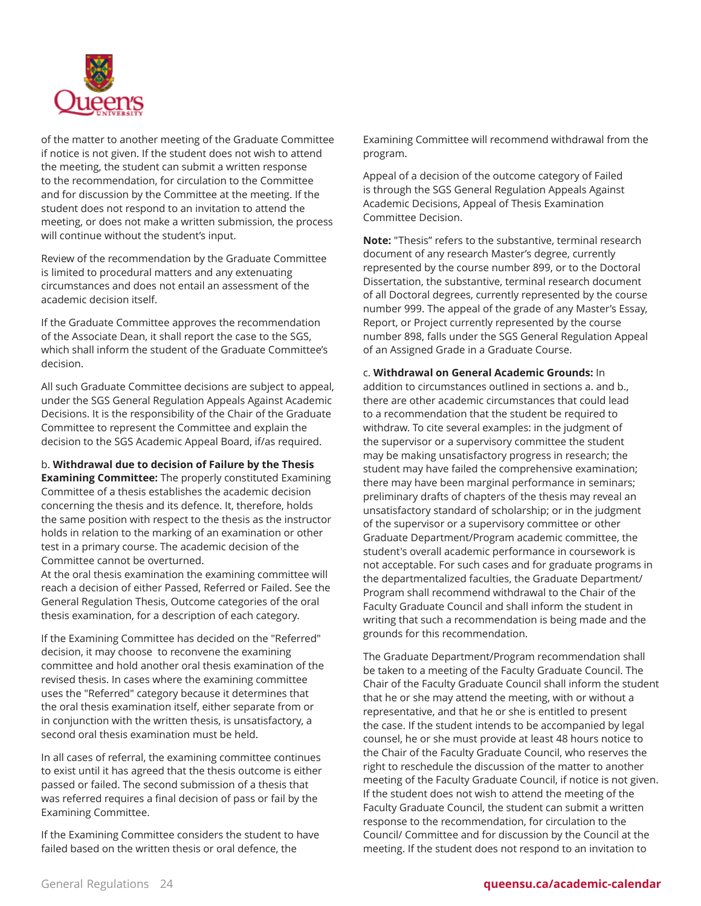of the matter to another meeting of the Graduate Committee if notice is not given. If the student does not wish to attend the meeting, the student can submit a written response to the recommendation, for circulation to the Committee and for discussion by the Committee at the meeting. If the student does not respond to an invitation to attend the meeting, or does not make a written submission, the process will continue without the student's input.

Review of the recommendation by the Graduate Committee is limited to procedural matters and any extenuating circumstances and does not entail an assessment of the academic decision itself.

If the Graduate Committee approves the recommendation of the Associate Dean, it shall report the case to the SGS, which shall inform the student of the Graduate Committee's decision.

All such Graduate Committee decisions are subject to appeal, under the SGS General Regulation Appeals Against Academic Decisions. It is the responsibility of the Chair of the Graduate Committee to represent the Committee and explain the decision to the SGS Academic Appeal Board, if/as required.

b. **Withdrawal due to decision of Failure by the Thesis Examining Committee:** The properly constituted Examining Committee of a thesis establishes the academic decision concerning the thesis and its defence. It, therefore, holds the same position with respect to the thesis as the instructor holds in relation to the marking of an examination or other test in a primary course. The academic decision of the Committee cannot be overturned.
At the oral thesis examination the examining committee will reach a decision of either Passed, Referred or Failed. See the General Regulation Thesis, Outcome categories of the oral thesis examination, for a description of each category.

If the Examining Committee has decided on the "Referred" decision, it may choose to reconvene the examining committee and hold another oral thesis examination of the revised thesis. In cases where the examining committee uses the "Referred" category because it determines that the oral thesis examination itself, either separate from or in conjunction with the written thesis, is unsatisfactory, a second oral thesis examination must be held.

In all cases of referral, the examining committee continues to exist until it has agreed that the thesis outcome is either passed or failed. The second submission of a thesis that was referred requires a final decision of pass or fail by the Examining Committee.

If the Examining Committee considers the student to have failed based on the written thesis or oral defence, the Examining Committee will recommend withdrawal from the program.

Appeal of a decision of the outcome category of Failed is through the SGS General Regulation Appeals Against Academic Decisions, Appeal of Thesis Examination Committee Decision.

**Note:** "Thesis" refers to the substantive, terminal research document of any research Master's degree, currently represented by the course number 899, or to the Doctoral Dissertation, the substantive, terminal research document of all Doctoral degrees, currently represented by the course number 999. The appeal of the grade of any Master's Essay, Report, or Project currently represented by the course number 898, falls under the SGS General Regulation Appeal of an Assigned Grade in a Graduate Course.

c. **Withdrawal on General Academic Grounds:** In addition to circumstances outlined in sections a. and b., there are other academic circumstances that could lead to a recommendation that the student be required to withdraw. To cite several examples: in the judgment of the supervisor or a supervisory committee the student may be making unsatisfactory progress in research; the student may have failed the comprehensive examination; there may have been marginal performance in seminars; preliminary drafts of chapters of the thesis may reveal an unsatisfactory standard of scholarship; or in the judgment of the supervisor or a supervisory committee or other Graduate Department/Program academic committee, the student's overall academic performance in coursework is not acceptable. For such cases and for graduate programs in the departmentalized faculties, the Graduate Department/ Program shall recommend withdrawal to the Chair of the Faculty Graduate Council and shall inform the student in writing that such a recommendation is being made and the grounds for this recommendation.

The Graduate Department/Program recommendation shall be taken to a meeting of the Faculty Graduate Council. The Chair of the Faculty Graduate Council shall inform the student that he or she may attend the meeting, with or without a representative, and that he or she is entitled to present the case. If the student intends to be accompanied by legal counsel, he or she must provide at least 48 hours notice to the Chair of the Faculty Graduate Council, who reserves the right to reschedule the discussion of the matter to another meeting of the Faculty Graduate Council, if notice is not given. If the student does not wish to attend the meeting of the Faculty Graduate Council, the student can submit a written response to the recommendation, for circulation to the Council/ Committee and for discussion by the Council at the meeting. If the student does not respond to an invitation to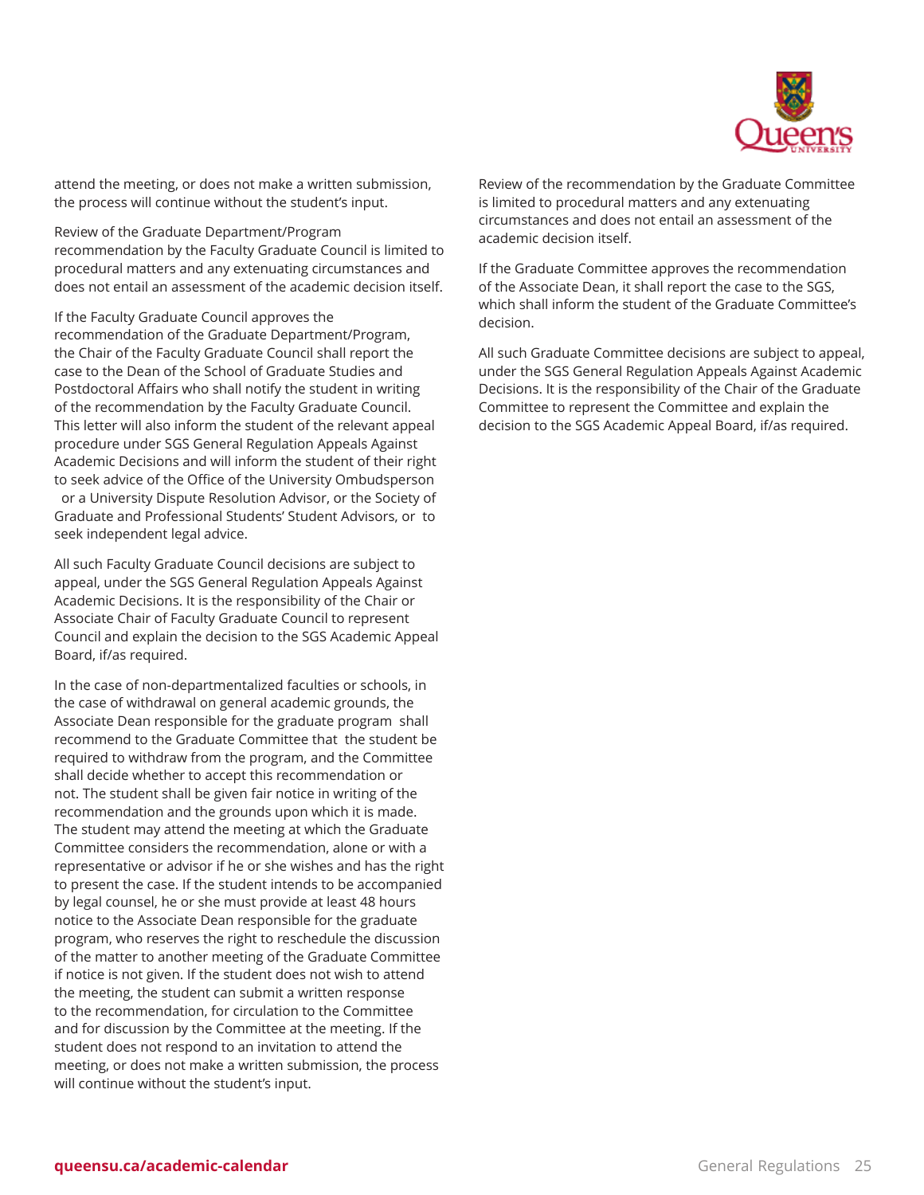attend the meeting, or does not make a written submission, the process will continue without the student's input.

Review of the Graduate Department/Program recommendation by the Faculty Graduate Council is limited to procedural matters and any extenuating circumstances and does not entail an assessment of the academic decision itself.

If the Faculty Graduate Council approves the recommendation of the Graduate Department/Program, the Chair of the Faculty Graduate Council shall report the case to the Dean of the School of Graduate Studies and Postdoctoral Affairs who shall notify the student in writing of the recommendation by the Faculty Graduate Council. This letter will also inform the student of the relevant appeal procedure under SGS General Regulation Appeals Against Academic Decisions and will inform the student of their right to seek advice of the Office of the University Ombudsperson or a University Dispute Resolution Advisor, or the Society of Graduate and Professional Students' Student Advisors, or to seek independent legal advice.

All such Faculty Graduate Council decisions are subject to appeal, under the SGS General Regulation Appeals Against Academic Decisions. It is the responsibility of the Chair or Associate Chair of Faculty Graduate Council to represent Council and explain the decision to the SGS Academic Appeal Board, if/as required.

In the case of non-departmentalized faculties or schools, in the case of withdrawal on general academic grounds, the Associate Dean responsible for the graduate program shall recommend to the Graduate Committee that the student be required to withdraw from the program, and the Committee shall decide whether to accept this recommendation or not. The student shall be given fair notice in writing of the recommendation and the grounds upon which it is made. The student may attend the meeting at which the Graduate Committee considers the recommendation, alone or with a representative or advisor if he or she wishes and has the right to present the case. If the student intends to be accompanied by legal counsel, he or she must provide at least 48 hours notice to the Associate Dean responsible for the graduate program, who reserves the right to reschedule the discussion of the matter to another meeting of the Graduate Committee if notice is not given. If the student does not wish to attend the meeting, the student can submit a written response to the recommendation, for circulation to the Committee and for discussion by the Committee at the meeting. If the student does not respond to an invitation to attend the meeting, or does not make a written submission, the process will continue without the student's input.

Review of the recommendation by the Graduate Committee is limited to procedural matters and any extenuating circumstances and does not entail an assessment of the academic decision itself.

If the Graduate Committee approves the recommendation of the Associate Dean, it shall report the case to the SGS, which shall inform the student of the Graduate Committee's decision.

All such Graduate Committee decisions are subject to appeal, under the SGS General Regulation Appeals Against Academic Decisions. It is the responsibility of the Chair of the Graduate Committee to represent the Committee and explain the decision to the SGS Academic Appeal Board, if/as required.